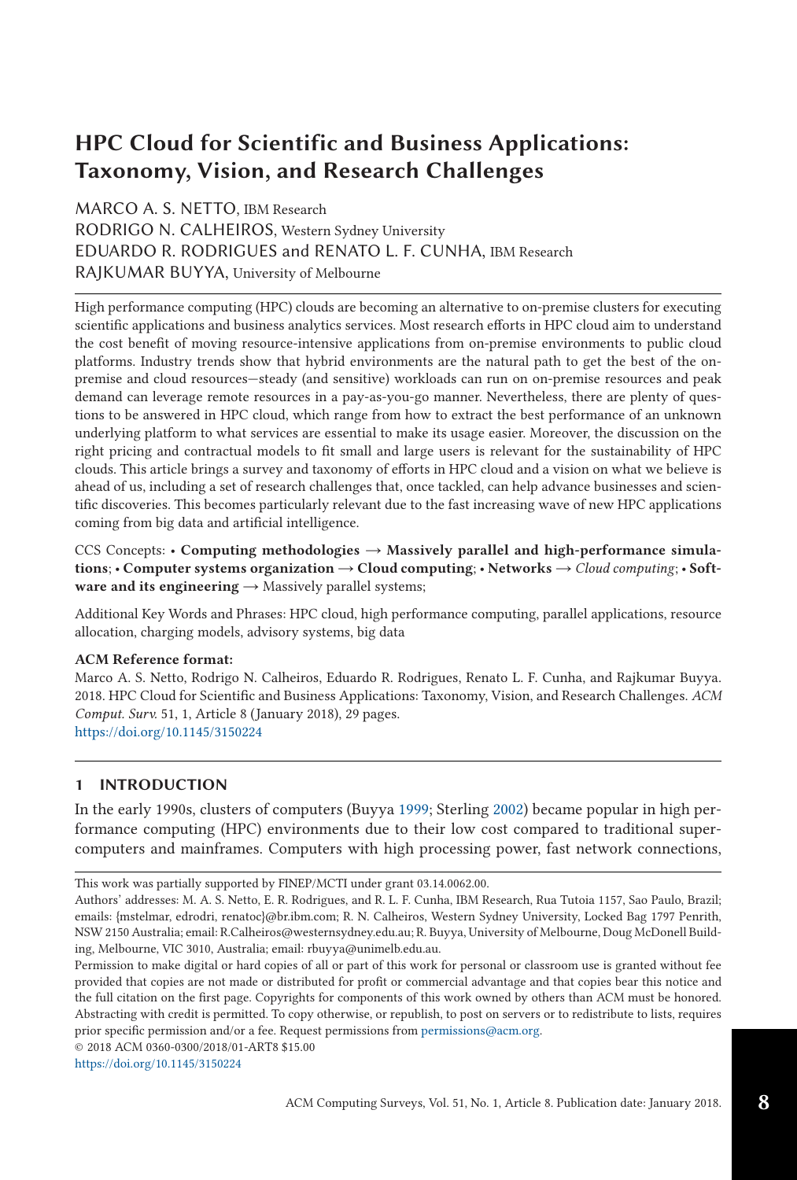# HPC Cloud for Scientific and Business Applications: Taxonomy, Vision, and Research Challenges

MARCO A. S. NETTO, IBM Research
RODRIGO N. CALHEIROS, Western Sydney University
EDUARDO R. RODRIGUES and RENATO L. F. CUNHA, IBM Research
RAJKUMAR BUYYA, University of Melbourne

High performance computing (HPC) clouds are becoming an alternative to on-premise clusters for executing scientific applications and business analytics services. Most research efforts in HPC cloud aim to understand the cost benefit of moving resource-intensive applications from on-premise environments to public cloud platforms. Industry trends show that hybrid environments are the natural path to get the best of the on-premise and cloud resources—steady (and sensitive) workloads can run on on-premise resources and peak demand can leverage remote resources in a pay-as-you-go manner. Nevertheless, there are plenty of questions to be answered in HPC cloud, which range from how to extract the best performance of an unknown underlying platform to what services are essential to make its usage easier. Moreover, the discussion on the right pricing and contractual models to fit small and large users is relevant for the sustainability of HPC clouds. This article brings a survey and taxonomy of efforts in HPC cloud and a vision on what we believe is ahead of us, including a set of research challenges that, once tackled, can help advance businesses and scientific discoveries. This becomes particularly relevant due to the fast increasing wave of new HPC applications coming from big data and artificial intelligence.

CCS Concepts: • **Computing methodologies** → **Massively parallel and high-performance simulations**; • **Computer systems organization** → **Cloud computing**; • **Networks** → *Cloud computing*; • **Software and its engineering** → Massively parallel systems;

Additional Key Words and Phrases: HPC cloud, high performance computing, parallel applications, resource allocation, charging models, advisory systems, big data

**ACM Reference format:**
Marco A. S. Netto, Rodrigo N. Calheiros, Eduardo R. Rodrigues, Renato L. F. Cunha, and Rajkumar Buyya. 2018. HPC Cloud for Scientific and Business Applications: Taxonomy, Vision, and Research Challenges. *ACM Comput. Surv.* 51, 1, Article 8 (January 2018), 29 pages.
https://doi.org/10.1145/3150224

## 1 INTRODUCTION

In the early 1990s, clusters of computers (Buyya 1999; Sterling 2002) became popular in high performance computing (HPC) environments due to their low cost compared to traditional supercomputers and mainframes. Computers with high processing power, fast network connections,

This work was partially supported by FINEP/MCTI under grant 03.14.0062.00.

Authors' addresses: M. A. S. Netto, E. R. Rodrigues, and R. L. F. Cunha, IBM Research, Rua Tutoia 1157, Sao Paulo, Brazil; emails: {mstelmar, edrodri, renatoc}@br.ibm.com; R. N. Calheiros, Western Sydney University, Locked Bag 1797 Penrith, NSW 2150 Australia; email: R.Calheiros@westernsydney.edu.au; R. Buyya, University of Melbourne, Doug McDonell Building, Melbourne, VIC 3010, Australia; email: rbuyya@unimelb.edu.au.

Permission to make digital or hard copies of all or part of this work for personal or classroom use is granted without fee provided that copies are not made or distributed for profit or commercial advantage and that copies bear this notice and the full citation on the first page. Copyrights for components of this work owned by others than ACM must be honored. Abstracting with credit is permitted. To copy otherwise, or republish, to post on servers or to redistribute to lists, requires prior specific permission and/or a fee. Request permissions from permissions@acm.org.

© 2018 ACM 0360-0300/2018/01-ART8 $15.00

https://doi.org/10.1145/3150224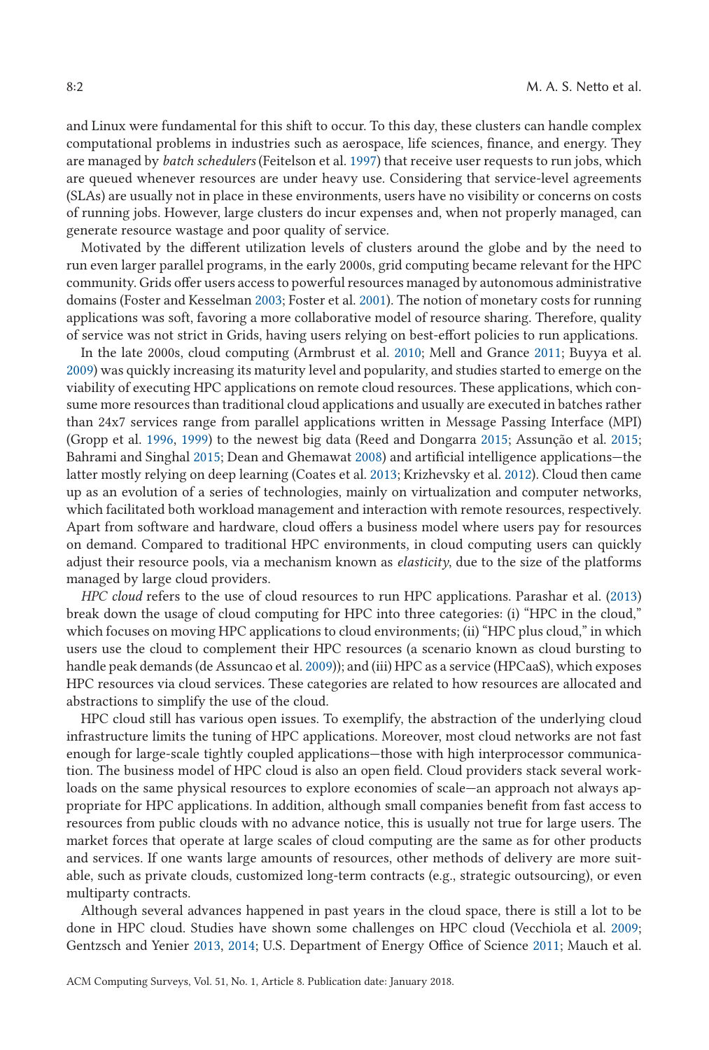and Linux were fundamental for this shift to occur. To this day, these clusters can handle complex computational problems in industries such as aerospace, life sciences, finance, and energy. They are managed by *batch schedulers* (Feitelson et al. 1997) that receive user requests to run jobs, which are queued whenever resources are under heavy use. Considering that service-level agreements (SLAs) are usually not in place in these environments, users have no visibility or concerns on costs of running jobs. However, large clusters do incur expenses and, when not properly managed, can generate resource wastage and poor quality of service.

Motivated by the different utilization levels of clusters around the globe and by the need to run even larger parallel programs, in the early 2000s, grid computing became relevant for the HPC community. Grids offer users access to powerful resources managed by autonomous administrative domains (Foster and Kesselman 2003; Foster et al. 2001). The notion of monetary costs for running applications was soft, favoring a more collaborative model of resource sharing. Therefore, quality of service was not strict in Grids, having users relying on best-effort policies to run applications.

In the late 2000s, cloud computing (Armbrust et al. 2010; Mell and Grance 2011; Buyya et al. 2009) was quickly increasing its maturity level and popularity, and studies started to emerge on the viability of executing HPC applications on remote cloud resources. These applications, which consume more resources than traditional cloud applications and usually are executed in batches rather than 24x7 services range from parallel applications written in Message Passing Interface (MPI) (Gropp et al. 1996, 1999) to the newest big data (Reed and Dongarra 2015; Assunção et al. 2015; Bahrami and Singhal 2015; Dean and Ghemawat 2008) and artificial intelligence applications—the latter mostly relying on deep learning (Coates et al. 2013; Krizhevsky et al. 2012). Cloud then came up as an evolution of a series of technologies, mainly on virtualization and computer networks, which facilitated both workload management and interaction with remote resources, respectively. Apart from software and hardware, cloud offers a business model where users pay for resources on demand. Compared to traditional HPC environments, in cloud computing users can quickly adjust their resource pools, via a mechanism known as *elasticity*, due to the size of the platforms managed by large cloud providers.

*HPC cloud* refers to the use of cloud resources to run HPC applications. Parashar et al. (2013) break down the usage of cloud computing for HPC into three categories: (i) "HPC in the cloud," which focuses on moving HPC applications to cloud environments; (ii) "HPC plus cloud," in which users use the cloud to complement their HPC resources (a scenario known as cloud bursting to handle peak demands (de Assuncao et al. 2009)); and (iii) HPC as a service (HPCaaS), which exposes HPC resources via cloud services. These categories are related to how resources are allocated and abstractions to simplify the use of the cloud.

HPC cloud still has various open issues. To exemplify, the abstraction of the underlying cloud infrastructure limits the tuning of HPC applications. Moreover, most cloud networks are not fast enough for large-scale tightly coupled applications—those with high interprocessor communication. The business model of HPC cloud is also an open field. Cloud providers stack several workloads on the same physical resources to explore economies of scale—an approach not always appropriate for HPC applications. In addition, although small companies benefit from fast access to resources from public clouds with no advance notice, this is usually not true for large users. The market forces that operate at large scales of cloud computing are the same as for other products and services. If one wants large amounts of resources, other methods of delivery are more suitable, such as private clouds, customized long-term contracts (e.g., strategic outsourcing), or even multiparty contracts.

Although several advances happened in past years in the cloud space, there is still a lot to be done in HPC cloud. Studies have shown some challenges on HPC cloud (Vecchiola et al. 2009; Gentzsch and Yenier 2013, 2014; U.S. Department of Energy Office of Science 2011; Mauch et al.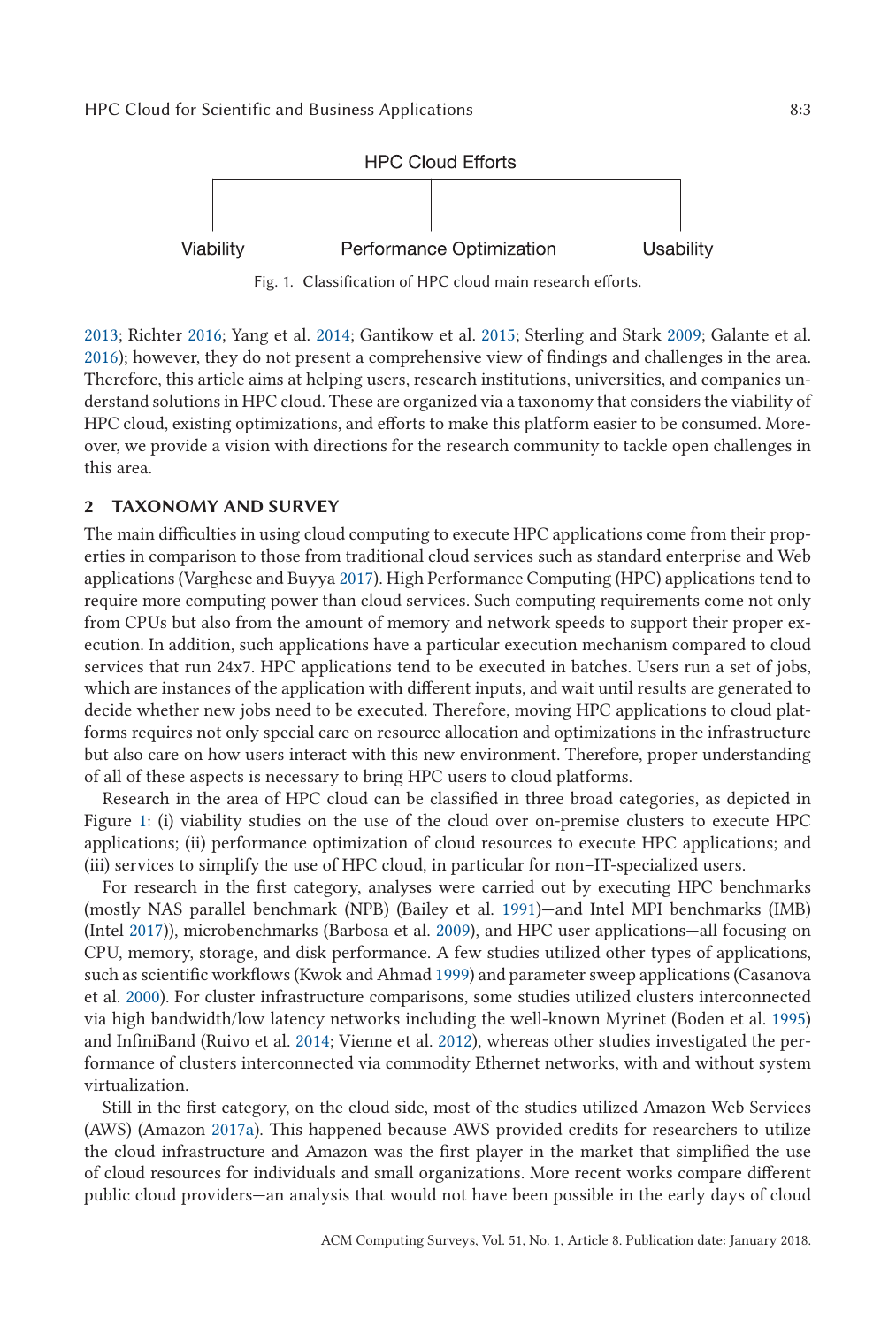HPC Cloud Efforts

Viability | Performance Optimization | Usability

Fig. 1. Classification of HPC cloud main research efforts.

2013; Richter 2016; Yang et al. 2014; Gantikow et al. 2015; Sterling and Stark 2009; Galante et al. 2016); however, they do not present a comprehensive view of findings and challenges in the area. Therefore, this article aims at helping users, research institutions, universities, and companies understand solutions in HPC cloud. These are organized via a taxonomy that considers the viability of HPC cloud, existing optimizations, and efforts to make this platform easier to be consumed. Moreover, we provide a vision with directions for the research community to tackle open challenges in this area.

## 2 TAXONOMY AND SURVEY

The main difficulties in using cloud computing to execute HPC applications come from their properties in comparison to those from traditional cloud services such as standard enterprise and Web applications (Varghese and Buyya 2017). High Performance Computing (HPC) applications tend to require more computing power than cloud services. Such computing requirements come not only from CPUs but also from the amount of memory and network speeds to support their proper execution. In addition, such applications have a particular execution mechanism compared to cloud services that run 24x7. HPC applications tend to be executed in batches. Users run a set of jobs, which are instances of the application with different inputs, and wait until results are generated to decide whether new jobs need to be executed. Therefore, moving HPC applications to cloud platforms requires not only special care on resource allocation and optimizations in the infrastructure but also care on how users interact with this new environment. Therefore, proper understanding of all of these aspects is necessary to bring HPC users to cloud platforms.

Research in the area of HPC cloud can be classified in three broad categories, as depicted in Figure 1: (i) viability studies on the use of the cloud over on-premise clusters to execute HPC applications; (ii) performance optimization of cloud resources to execute HPC applications; and (iii) services to simplify the use of HPC cloud, in particular for non–IT-specialized users.

For research in the first category, analyses were carried out by executing HPC benchmarks (mostly NAS parallel benchmark (NPB) (Bailey et al. 1991)—and Intel MPI benchmarks (IMB) (Intel 2017)), microbenchmarks (Barbosa et al. 2009), and HPC user applications—all focusing on CPU, memory, storage, and disk performance. A few studies utilized other types of applications, such as scientific workflows (Kwok and Ahmad 1999) and parameter sweep applications (Casanova et al. 2000). For cluster infrastructure comparisons, some studies utilized clusters interconnected via high bandwidth/low latency networks including the well-known Myrinet (Boden et al. 1995) and InfiniBand (Ruivo et al. 2014; Vienne et al. 2012), whereas other studies investigated the performance of clusters interconnected via commodity Ethernet networks, with and without system virtualization.

Still in the first category, on the cloud side, most of the studies utilized Amazon Web Services (AWS) (Amazon 2017a). This happened because AWS provided credits for researchers to utilize the cloud infrastructure and Amazon was the first player in the market that simplified the use of cloud resources for individuals and small organizations. More recent works compare different public cloud providers—an analysis that would not have been possible in the early days of cloud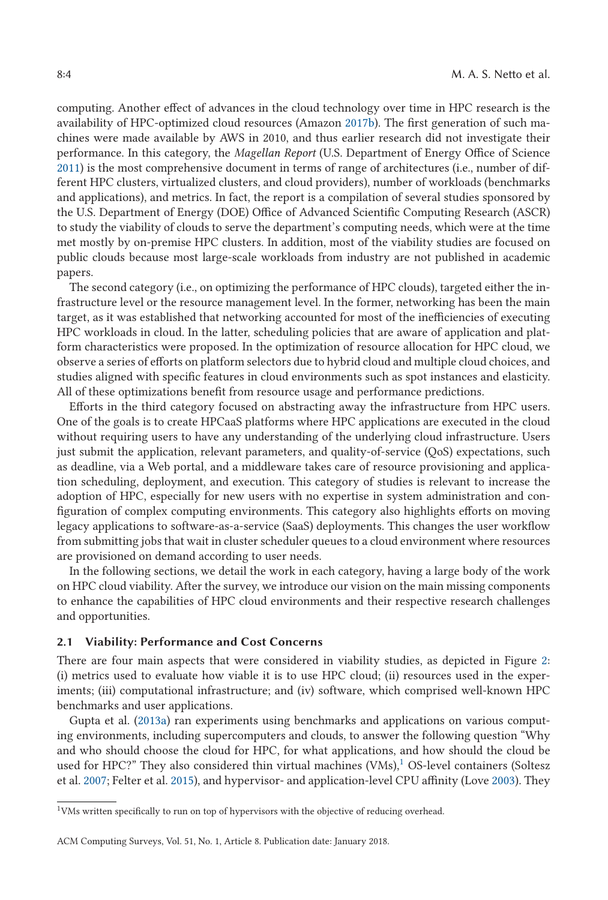computing. Another effect of advances in the cloud technology over time in HPC research is the availability of HPC-optimized cloud resources (Amazon 2017b). The first generation of such machines were made available by AWS in 2010, and thus earlier research did not investigate their performance. In this category, the *Magellan Report* (U.S. Department of Energy Office of Science 2011) is the most comprehensive document in terms of range of architectures (i.e., number of different HPC clusters, virtualized clusters, and cloud providers), number of workloads (benchmarks and applications), and metrics. In fact, the report is a compilation of several studies sponsored by the U.S. Department of Energy (DOE) Office of Advanced Scientific Computing Research (ASCR) to study the viability of clouds to serve the department's computing needs, which were at the time met mostly by on-premise HPC clusters. In addition, most of the viability studies are focused on public clouds because most large-scale workloads from industry are not published in academic papers.

The second category (i.e., on optimizing the performance of HPC clouds), targeted either the infrastructure level or the resource management level. In the former, networking has been the main target, as it was established that networking accounted for most of the inefficiencies of executing HPC workloads in cloud. In the latter, scheduling policies that are aware of application and platform characteristics were proposed. In the optimization of resource allocation for HPC cloud, we observe a series of efforts on platform selectors due to hybrid cloud and multiple cloud choices, and studies aligned with specific features in cloud environments such as spot instances and elasticity. All of these optimizations benefit from resource usage and performance predictions.

Efforts in the third category focused on abstracting away the infrastructure from HPC users. One of the goals is to create HPCaaS platforms where HPC applications are executed in the cloud without requiring users to have any understanding of the underlying cloud infrastructure. Users just submit the application, relevant parameters, and quality-of-service (QoS) expectations, such as deadline, via a Web portal, and a middleware takes care of resource provisioning and application scheduling, deployment, and execution. This category of studies is relevant to increase the adoption of HPC, especially for new users with no expertise in system administration and configuration of complex computing environments. This category also highlights efforts on moving legacy applications to software-as-a-service (SaaS) deployments. This changes the user workflow from submitting jobs that wait in cluster scheduler queues to a cloud environment where resources are provisioned on demand according to user needs.

In the following sections, we detail the work in each category, having a large body of the work on HPC cloud viability. After the survey, we introduce our vision on the main missing components to enhance the capabilities of HPC cloud environments and their respective research challenges and opportunities.

### 2.1 Viability: Performance and Cost Concerns

There are four main aspects that were considered in viability studies, as depicted in Figure 2: (i) metrics used to evaluate how viable it is to use HPC cloud; (ii) resources used in the experiments; (iii) computational infrastructure; and (iv) software, which comprised well-known HPC benchmarks and user applications.

Gupta et al. (2013a) ran experiments using benchmarks and applications on various computing environments, including supercomputers and clouds, to answer the following question "Why and who should choose the cloud for HPC, for what applications, and how should the cloud be used for HPC?" They also considered thin virtual machines (VMs),[1] OS-level containers (Soltesz et al. 2007; Felter et al. 2015), and hypervisor- and application-level CPU affinity (Love 2003). They

[1] VMs written specifically to run on top of hypervisors with the objective of reducing overhead.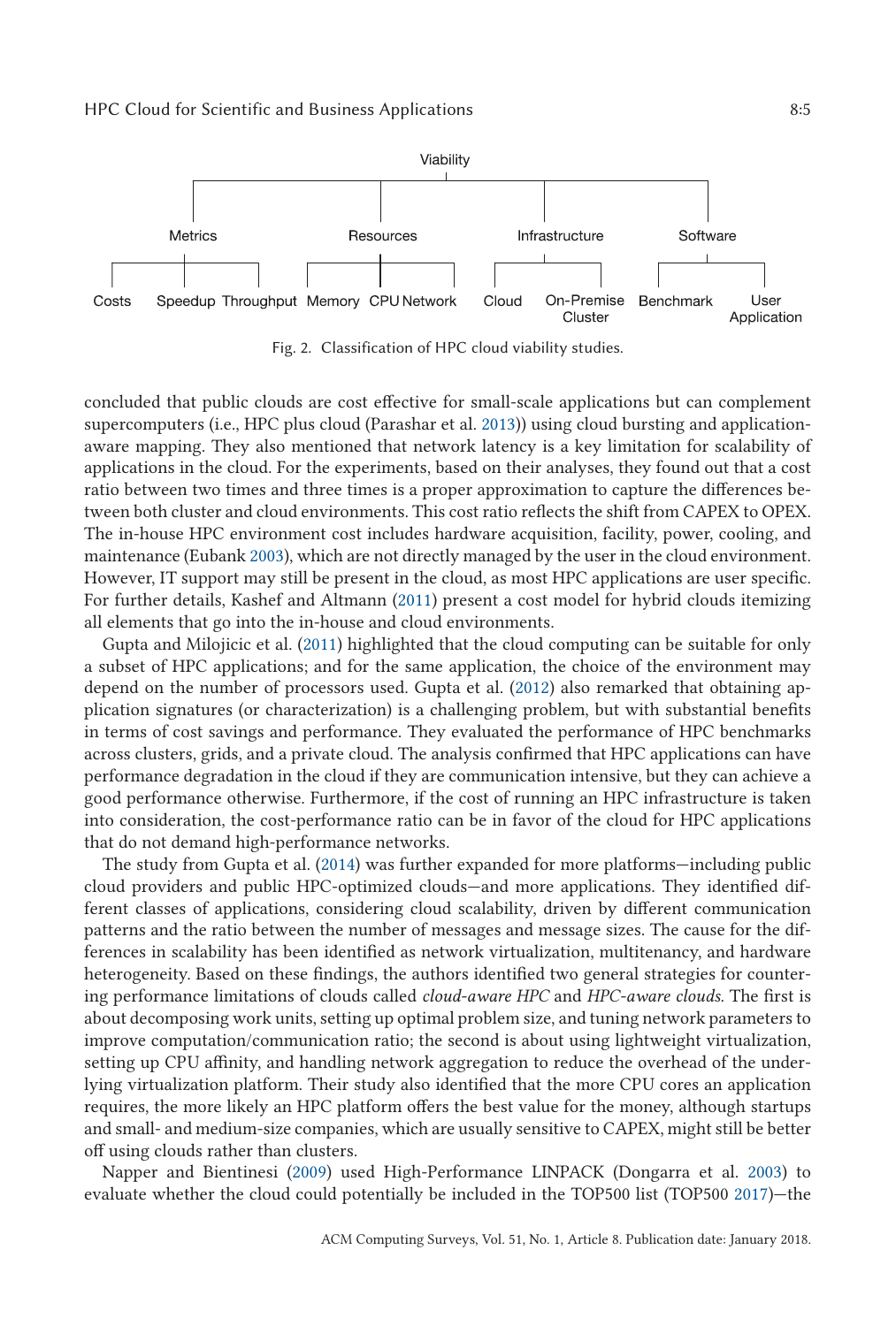- Viability
  - Metrics
    - Costs
    - Speedup
    - Throughput
  - Resources
    - Memory
    - CPU
    - Network
  - Infrastructure
    - Cloud
    - On-Premise Cluster
  - Software
    - Benchmark
    - User Application

Fig. 2. Classification of HPC cloud viability studies.

concluded that public clouds are cost effective for small-scale applications but can complement supercomputers (i.e., HPC plus cloud (Parashar et al. 2013)) using cloud bursting and application-aware mapping. They also mentioned that network latency is a key limitation for scalability of applications in the cloud. For the experiments, based on their analyses, they found out that a cost ratio between two times and three times is a proper approximation to capture the differences between both cluster and cloud environments. This cost ratio reflects the shift from CAPEX to OPEX. The in-house HPC environment cost includes hardware acquisition, facility, power, cooling, and maintenance (Eubank 2003), which are not directly managed by the user in the cloud environment. However, IT support may still be present in the cloud, as most HPC applications are user specific. For further details, Kashef and Altmann (2011) present a cost model for hybrid clouds itemizing all elements that go into the in-house and cloud environments.

Gupta and Milojicic et al. (2011) highlighted that the cloud computing can be suitable for only a subset of HPC applications; and for the same application, the choice of the environment may depend on the number of processors used. Gupta et al. (2012) also remarked that obtaining application signatures (or characterization) is a challenging problem, but with substantial benefits in terms of cost savings and performance. They evaluated the performance of HPC benchmarks across clusters, grids, and a private cloud. The analysis confirmed that HPC applications can have performance degradation in the cloud if they are communication intensive, but they can achieve a good performance otherwise. Furthermore, if the cost of running an HPC infrastructure is taken into consideration, the cost-performance ratio can be in favor of the cloud for HPC applications that do not demand high-performance networks.

The study from Gupta et al. (2014) was further expanded for more platforms—including public cloud providers and public HPC-optimized clouds—and more applications. They identified different classes of applications, considering cloud scalability, driven by different communication patterns and the ratio between the number of messages and message sizes. The cause for the differences in scalability has been identified as network virtualization, multitenancy, and hardware heterogeneity. Based on these findings, the authors identified two general strategies for countering performance limitations of clouds called *cloud-aware HPC* and *HPC-aware clouds*. The first is about decomposing work units, setting up optimal problem size, and tuning network parameters to improve computation/communication ratio; the second is about using lightweight virtualization, setting up CPU affinity, and handling network aggregation to reduce the overhead of the underlying virtualization platform. Their study also identified that the more CPU cores an application requires, the more likely an HPC platform offers the best value for the money, although startups and small- and medium-size companies, which are usually sensitive to CAPEX, might still be better off using clouds rather than clusters.

Napper and Bientinesi (2009) used High-Performance LINPACK (Dongarra et al. 2003) to evaluate whether the cloud could potentially be included in the TOP500 list (TOP500 2017)—the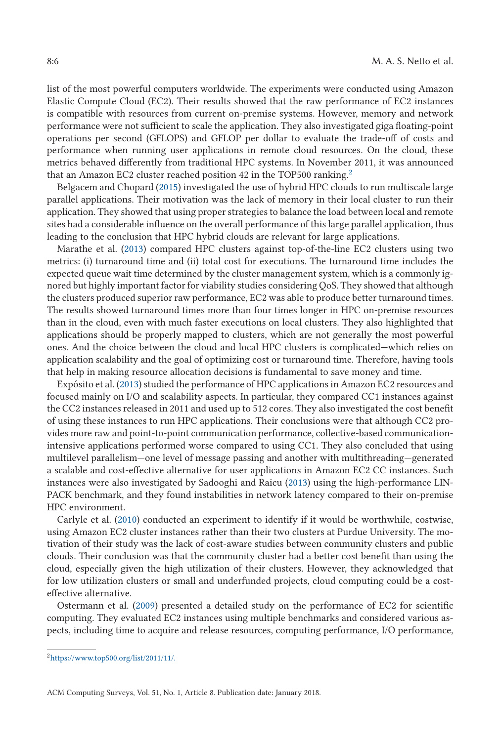list of the most powerful computers worldwide. The experiments were conducted using Amazon Elastic Compute Cloud (EC2). Their results showed that the raw performance of EC2 instances is compatible with resources from current on-premise systems. However, memory and network performance were not sufficient to scale the application. They also investigated giga floating-point operations per second (GFLOPS) and GFLOP per dollar to evaluate the trade-off of costs and performance when running user applications in remote cloud resources. On the cloud, these metrics behaved differently from traditional HPC systems. In November 2011, it was announced that an Amazon EC2 cluster reached position 42 in the TOP500 ranking.[2]

Belgacem and Chopard (2015) investigated the use of hybrid HPC clouds to run multiscale large parallel applications. Their motivation was the lack of memory in their local cluster to run their application. They showed that using proper strategies to balance the load between local and remote sites had a considerable influence on the overall performance of this large parallel application, thus leading to the conclusion that HPC hybrid clouds are relevant for large applications.

Marathe et al. (2013) compared HPC clusters against top-of-the-line EC2 clusters using two metrics: (i) turnaround time and (ii) total cost for executions. The turnaround time includes the expected queue wait time determined by the cluster management system, which is a commonly ignored but highly important factor for viability studies considering QoS. They showed that although the clusters produced superior raw performance, EC2 was able to produce better turnaround times. The results showed turnaround times more than four times longer in HPC on-premise resources than in the cloud, even with much faster executions on local clusters. They also highlighted that applications should be properly mapped to clusters, which are not generally the most powerful ones. And the choice between the cloud and local HPC clusters is complicated—which relies on application scalability and the goal of optimizing cost or turnaround time. Therefore, having tools that help in making resource allocation decisions is fundamental to save money and time.

Expósito et al. (2013) studied the performance of HPC applications in Amazon EC2 resources and focused mainly on I/O and scalability aspects. In particular, they compared CC1 instances against the CC2 instances released in 2011 and used up to 512 cores. They also investigated the cost benefit of using these instances to run HPC applications. Their conclusions were that although CC2 provides more raw and point-to-point communication performance, collective-based communication-intensive applications performed worse compared to using CC1. They also concluded that using multilevel parallelism—one level of message passing and another with multithreading—generated a scalable and cost-effective alternative for user applications in Amazon EC2 CC instances. Such instances were also investigated by Sadooghi and Raicu (2013) using the high-performance LINPACK benchmark, and they found instabilities in network latency compared to their on-premise HPC environment.

Carlyle et al. (2010) conducted an experiment to identify if it would be worthwhile, costwise, using Amazon EC2 cluster instances rather than their two clusters at Purdue University. The motivation of their study was the lack of cost-aware studies between community clusters and public clouds. Their conclusion was that the community cluster had a better cost benefit than using the cloud, especially given the high utilization of their clusters. However, they acknowledged that for low utilization clusters or small and underfunded projects, cloud computing could be a cost-effective alternative.

Ostermann et al. (2009) presented a detailed study on the performance of EC2 for scientific computing. They evaluated EC2 instances using multiple benchmarks and considered various aspects, including time to acquire and release resources, computing performance, I/O performance,

[2] https://www.top500.org/list/2011/11/.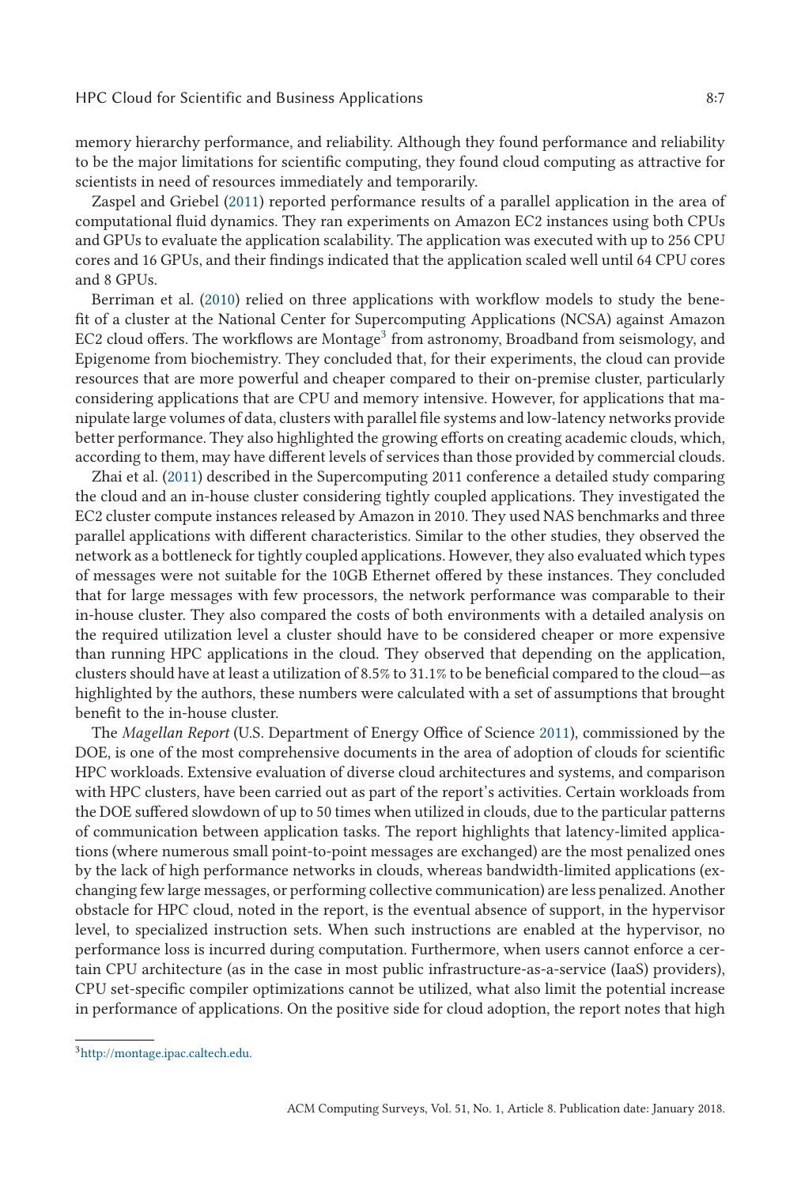memory hierarchy performance, and reliability. Although they found performance and reliability to be the major limitations for scientific computing, they found cloud computing as attractive for scientists in need of resources immediately and temporarily.

Zaspel and Griebel (2011) reported performance results of a parallel application in the area of computational fluid dynamics. They ran experiments on Amazon EC2 instances using both CPUs and GPUs to evaluate the application scalability. The application was executed with up to 256 CPU cores and 16 GPUs, and their findings indicated that the application scaled well until 64 CPU cores and 8 GPUs.

Berriman et al. (2010) relied on three applications with workflow models to study the benefit of a cluster at the National Center for Supercomputing Applications (NCSA) against Amazon EC2 cloud offers. The workflows are Montage[3] from astronomy, Broadband from seismology, and Epigenome from biochemistry. They concluded that, for their experiments, the cloud can provide resources that are more powerful and cheaper compared to their on-premise cluster, particularly considering applications that are CPU and memory intensive. However, for applications that manipulate large volumes of data, clusters with parallel file systems and low-latency networks provide better performance. They also highlighted the growing efforts on creating academic clouds, which, according to them, may have different levels of services than those provided by commercial clouds.

Zhai et al. (2011) described in the Supercomputing 2011 conference a detailed study comparing the cloud and an in-house cluster considering tightly coupled applications. They investigated the EC2 cluster compute instances released by Amazon in 2010. They used NAS benchmarks and three parallel applications with different characteristics. Similar to the other studies, they observed the network as a bottleneck for tightly coupled applications. However, they also evaluated which types of messages were not suitable for the 10GB Ethernet offered by these instances. They concluded that for large messages with few processors, the network performance was comparable to their in-house cluster. They also compared the costs of both environments with a detailed analysis on the required utilization level a cluster should have to be considered cheaper or more expensive than running HPC applications in the cloud. They observed that depending on the application, clusters should have at least a utilization of 8.5% to 31.1% to be beneficial compared to the cloud—as highlighted by the authors, these numbers were calculated with a set of assumptions that brought benefit to the in-house cluster.

The *Magellan Report* (U.S. Department of Energy Office of Science 2011), commissioned by the DOE, is one of the most comprehensive documents in the area of adoption of clouds for scientific HPC workloads. Extensive evaluation of diverse cloud architectures and systems, and comparison with HPC clusters, have been carried out as part of the report's activities. Certain workloads from the DOE suffered slowdown of up to 50 times when utilized in clouds, due to the particular patterns of communication between application tasks. The report highlights that latency-limited applications (where numerous small point-to-point messages are exchanged) are the most penalized ones by the lack of high performance networks in clouds, whereas bandwidth-limited applications (exchanging few large messages, or performing collective communication) are less penalized. Another obstacle for HPC cloud, noted in the report, is the eventual absence of support, in the hypervisor level, to specialized instruction sets. When such instructions are enabled at the hypervisor, no performance loss is incurred during computation. Furthermore, when users cannot enforce a certain CPU architecture (as in the case in most public infrastructure-as-a-service (IaaS) providers), CPU set-specific compiler optimizations cannot be utilized, what also limit the potential increase in performance of applications. On the positive side for cloud adoption, the report notes that high

[3] http://montage.ipac.caltech.edu.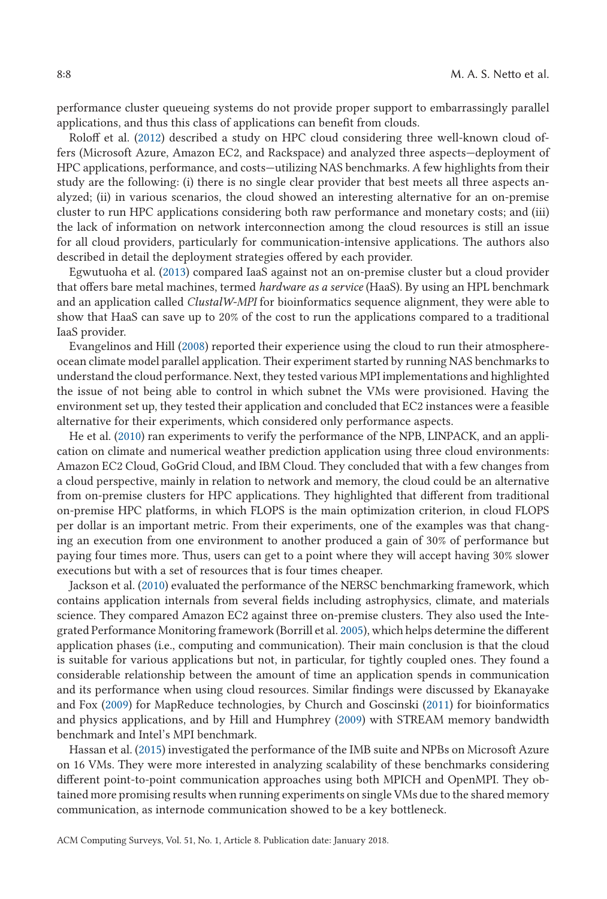performance cluster queueing systems do not provide proper support to embarrassingly parallel applications, and thus this class of applications can benefit from clouds.

Roloff et al. (2012) described a study on HPC cloud considering three well-known cloud offers (Microsoft Azure, Amazon EC2, and Rackspace) and analyzed three aspects—deployment of HPC applications, performance, and costs—utilizing NAS benchmarks. A few highlights from their study are the following: (i) there is no single clear provider that best meets all three aspects analyzed; (ii) in various scenarios, the cloud showed an interesting alternative for an on-premise cluster to run HPC applications considering both raw performance and monetary costs; and (iii) the lack of information on network interconnection among the cloud resources is still an issue for all cloud providers, particularly for communication-intensive applications. The authors also described in detail the deployment strategies offered by each provider.

Egwutuoha et al. (2013) compared IaaS against not an on-premise cluster but a cloud provider that offers bare metal machines, termed *hardware as a service* (HaaS). By using an HPL benchmark and an application called *ClustalW-MPI* for bioinformatics sequence alignment, they were able to show that HaaS can save up to 20% of the cost to run the applications compared to a traditional IaaS provider.

Evangelinos and Hill (2008) reported their experience using the cloud to run their atmosphere-ocean climate model parallel application. Their experiment started by running NAS benchmarks to understand the cloud performance. Next, they tested various MPI implementations and highlighted the issue of not being able to control in which subnet the VMs were provisioned. Having the environment set up, they tested their application and concluded that EC2 instances were a feasible alternative for their experiments, which considered only performance aspects.

He et al. (2010) ran experiments to verify the performance of the NPB, LINPACK, and an application on climate and numerical weather prediction application using three cloud environments: Amazon EC2 Cloud, GoGrid Cloud, and IBM Cloud. They concluded that with a few changes from a cloud perspective, mainly in relation to network and memory, the cloud could be an alternative from on-premise clusters for HPC applications. They highlighted that different from traditional on-premise HPC platforms, in which FLOPS is the main optimization criterion, in cloud FLOPS per dollar is an important metric. From their experiments, one of the examples was that changing an execution from one environment to another produced a gain of 30% of performance but paying four times more. Thus, users can get to a point where they will accept having 30% slower executions but with a set of resources that is four times cheaper.

Jackson et al. (2010) evaluated the performance of the NERSC benchmarking framework, which contains application internals from several fields including astrophysics, climate, and materials science. They compared Amazon EC2 against three on-premise clusters. They also used the Integrated Performance Monitoring framework (Borrill et al. 2005), which helps determine the different application phases (i.e., computing and communication). Their main conclusion is that the cloud is suitable for various applications but not, in particular, for tightly coupled ones. They found a considerable relationship between the amount of time an application spends in communication and its performance when using cloud resources. Similar findings were discussed by Ekanayake and Fox (2009) for MapReduce technologies, by Church and Goscinski (2011) for bioinformatics and physics applications, and by Hill and Humphrey (2009) with STREAM memory bandwidth benchmark and Intel's MPI benchmark.

Hassan et al. (2015) investigated the performance of the IMB suite and NPBs on Microsoft Azure on 16 VMs. They were more interested in analyzing scalability of these benchmarks considering different point-to-point communication approaches using both MPICH and OpenMPI. They obtained more promising results when running experiments on single VMs due to the shared memory communication, as internode communication showed to be a key bottleneck.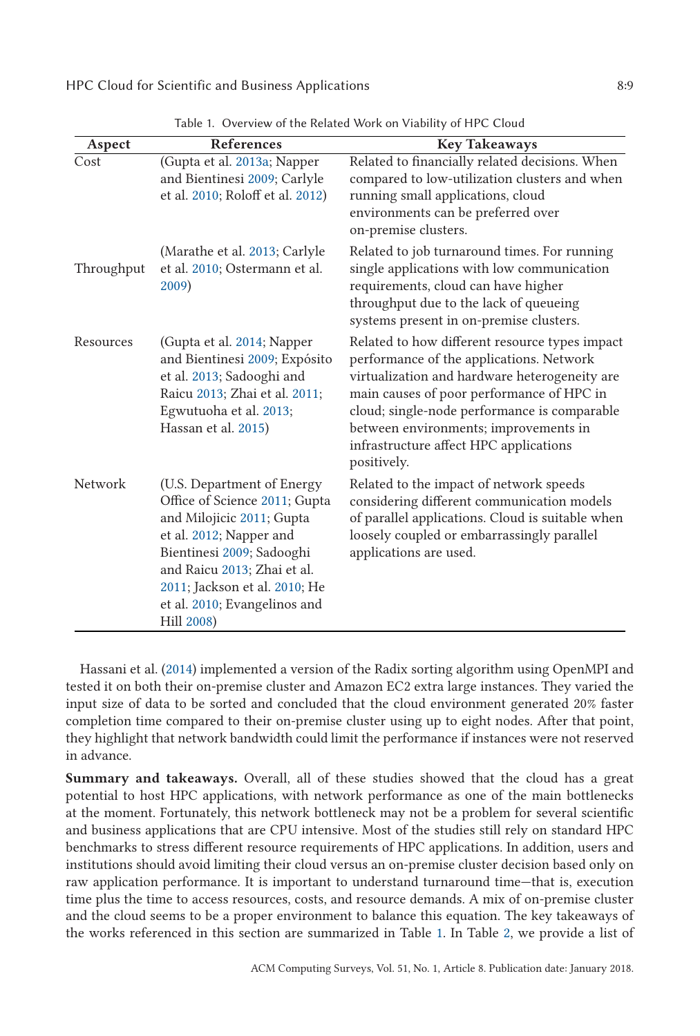Table 1. Overview of the Related Work on Viability of HPC Cloud

| Aspect | References | Key Takeaways |
|---|---|---|
| Cost | (Gupta et al. 2013a; Napper and Bientinesi 2009; Carlyle et al. 2010; Roloff et al. 2012) | Related to financially related decisions. When compared to low-utilization clusters and when running small applications, cloud environments can be preferred over on-premise clusters. |
| Throughput | (Marathe et al. 2013; Carlyle et al. 2010; Ostermann et al. 2009) | Related to job turnaround times. For running single applications with low communication requirements, cloud can have higher throughput due to the lack of queueing systems present in on-premise clusters. |
| Resources | (Gupta et al. 2014; Napper and Bientinesi 2009; Expósito et al. 2013; Sadooghi and Raicu 2013; Zhai et al. 2011; Egwutuoha et al. 2013; Hassan et al. 2015) | Related to how different resource types impact performance of the applications. Network virtualization and hardware heterogeneity are main causes of poor performance of HPC in cloud; single-node performance is comparable between environments; improvements in infrastructure affect HPC applications positively. |
| Network | (U.S. Department of Energy Office of Science 2011; Gupta and Milojicic 2011; Gupta et al. 2012; Napper and Bientinesi 2009; Sadooghi and Raicu 2013; Zhai et al. 2011; Jackson et al. 2010; He et al. 2010; Evangelinos and Hill 2008) | Related to the impact of network speeds considering different communication models of parallel applications. Cloud is suitable when loosely coupled or embarrassingly parallel applications are used. |

Hassani et al. (2014) implemented a version of the Radix sorting algorithm using OpenMPI and tested it on both their on-premise cluster and Amazon EC2 extra large instances. They varied the input size of data to be sorted and concluded that the cloud environment generated 20% faster completion time compared to their on-premise cluster using up to eight nodes. After that point, they highlight that network bandwidth could limit the performance if instances were not reserved in advance.

**Summary and takeaways.** Overall, all of these studies showed that the cloud has a great potential to host HPC applications, with network performance as one of the main bottlenecks at the moment. Fortunately, this network bottleneck may not be a problem for several scientific and business applications that are CPU intensive. Most of the studies still rely on standard HPC benchmarks to stress different resource requirements of HPC applications. In addition, users and institutions should avoid limiting their cloud versus an on-premise cluster decision based only on raw application performance. It is important to understand turnaround time—that is, execution time plus the time to access resources, costs, and resource demands. A mix of on-premise cluster and the cloud seems to be a proper environment to balance this equation. The key takeaways of the works referenced in this section are summarized in Table 1. In Table 2, we provide a list of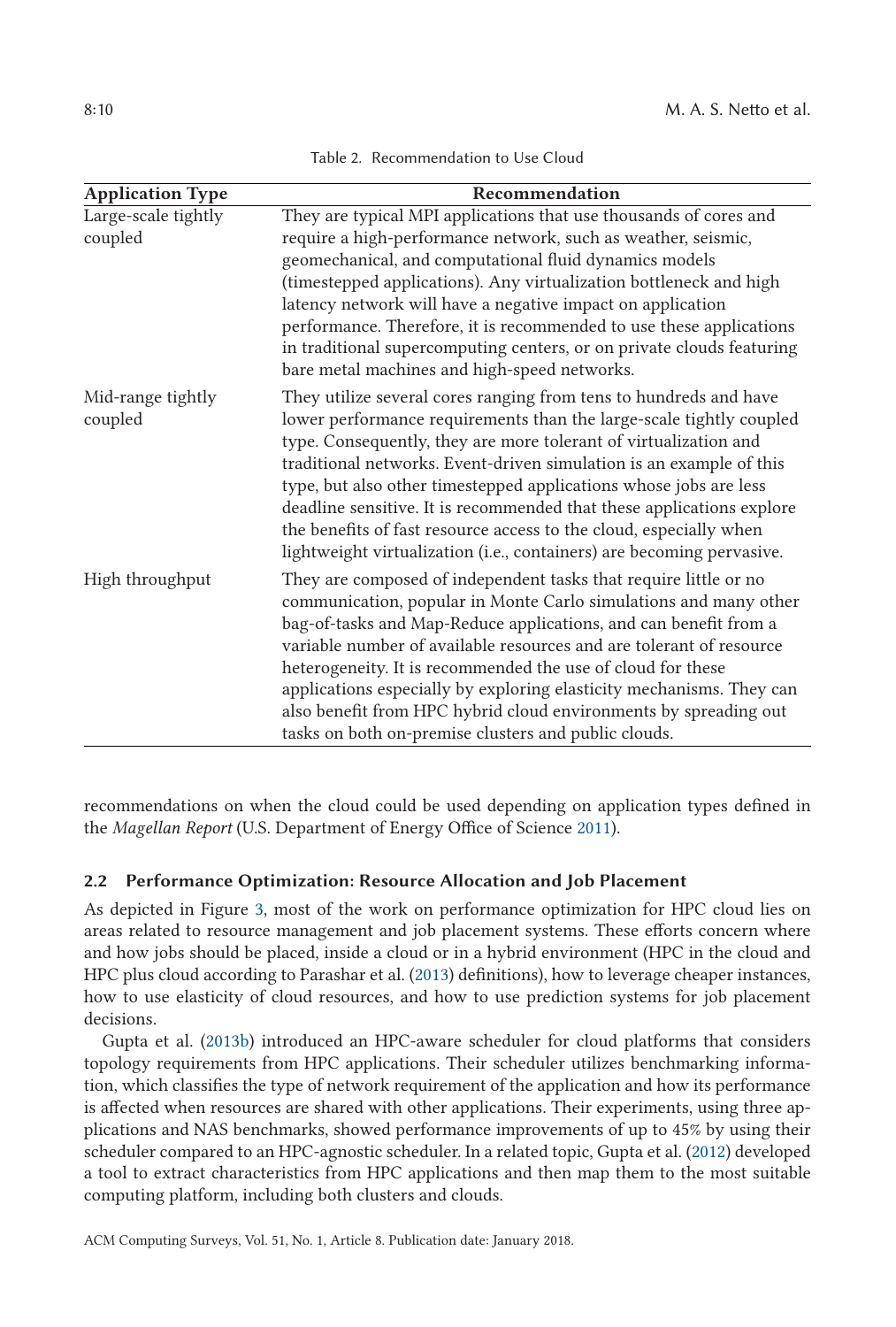Table 2. Recommendation to Use Cloud

| Application Type | Recommendation |
| --- | --- |
| Large-scale tightly coupled | They are typical MPI applications that use thousands of cores and require a high-performance network, such as weather, seismic, geomechanical, and computational fluid dynamics models (timestepped applications). Any virtualization bottleneck and high latency network will have a negative impact on application performance. Therefore, it is recommended to use these applications in traditional supercomputing centers, or on private clouds featuring bare metal machines and high-speed networks. |
| Mid-range tightly coupled | They utilize several cores ranging from tens to hundreds and have lower performance requirements than the large-scale tightly coupled type. Consequently, they are more tolerant of virtualization and traditional networks. Event-driven simulation is an example of this type, but also other timestepped applications whose jobs are less deadline sensitive. It is recommended that these applications explore the benefits of fast resource access to the cloud, especially when lightweight virtualization (i.e., containers) are becoming pervasive. |
| High throughput | They are composed of independent tasks that require little or no communication, popular in Monte Carlo simulations and many other bag-of-tasks and Map-Reduce applications, and can benefit from a variable number of available resources and are tolerant of resource heterogeneity. It is recommended the use of cloud for these applications especially by exploring elasticity mechanisms. They can also benefit from HPC hybrid cloud environments by spreading out tasks on both on-premise clusters and public clouds. |

recommendations on when the cloud could be used depending on application types defined in the *Magellan Report* (U.S. Department of Energy Office of Science 2011).

### 2.2 Performance Optimization: Resource Allocation and Job Placement

As depicted in Figure 3, most of the work on performance optimization for HPC cloud lies on areas related to resource management and job placement systems. These efforts concern where and how jobs should be placed, inside a cloud or in a hybrid environment (HPC in the cloud and HPC plus cloud according to Parashar et al. (2013) definitions), how to leverage cheaper instances, how to use elasticity of cloud resources, and how to use prediction systems for job placement decisions.

Gupta et al. (2013b) introduced an HPC-aware scheduler for cloud platforms that considers topology requirements from HPC applications. Their scheduler utilizes benchmarking information, which classifies the type of network requirement of the application and how its performance is affected when resources are shared with other applications. Their experiments, using three applications and NAS benchmarks, showed performance improvements of up to 45% by using their scheduler compared to an HPC-agnostic scheduler. In a related topic, Gupta et al. (2012) developed a tool to extract characteristics from HPC applications and then map them to the most suitable computing platform, including both clusters and clouds.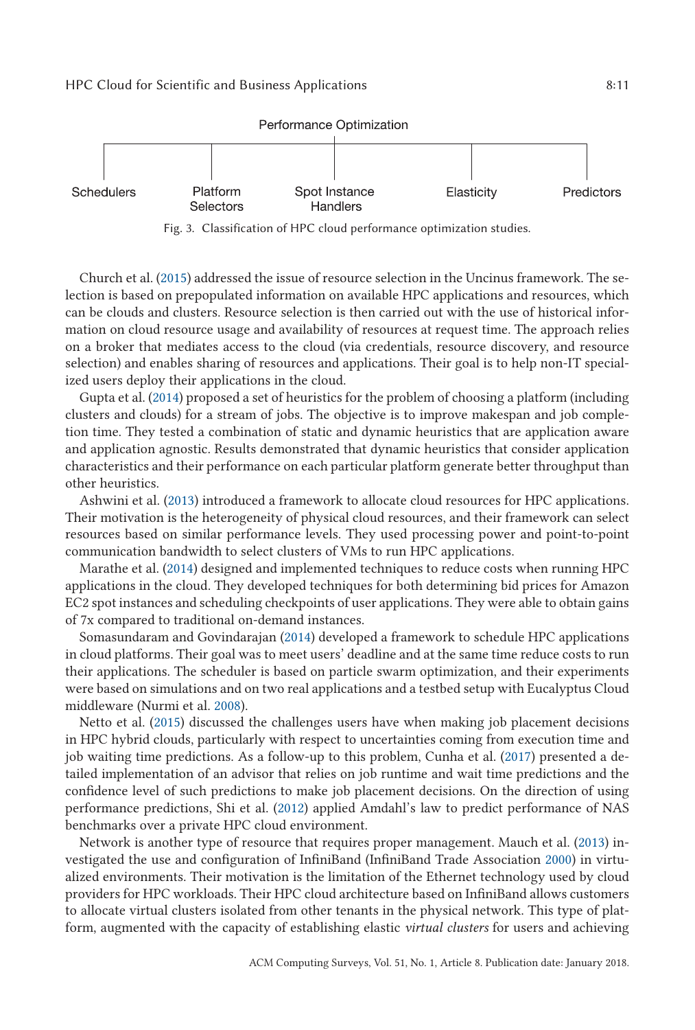Performance Optimization

Schedulers | Platform Selectors | Spot Instance Handlers | Elasticity | Predictors

Fig. 3. Classification of HPC cloud performance optimization studies.

Church et al. (2015) addressed the issue of resource selection in the Uncinus framework. The selection is based on prepopulated information on available HPC applications and resources, which can be clouds and clusters. Resource selection is then carried out with the use of historical information on cloud resource usage and availability of resources at request time. The approach relies on a broker that mediates access to the cloud (via credentials, resource discovery, and resource selection) and enables sharing of resources and applications. Their goal is to help non-IT specialized users deploy their applications in the cloud.

Gupta et al. (2014) proposed a set of heuristics for the problem of choosing a platform (including clusters and clouds) for a stream of jobs. The objective is to improve makespan and job completion time. They tested a combination of static and dynamic heuristics that are application aware and application agnostic. Results demonstrated that dynamic heuristics that consider application characteristics and their performance on each particular platform generate better throughput than other heuristics.

Ashwini et al. (2013) introduced a framework to allocate cloud resources for HPC applications. Their motivation is the heterogeneity of physical cloud resources, and their framework can select resources based on similar performance levels. They used processing power and point-to-point communication bandwidth to select clusters of VMs to run HPC applications.

Marathe et al. (2014) designed and implemented techniques to reduce costs when running HPC applications in the cloud. They developed techniques for both determining bid prices for Amazon EC2 spot instances and scheduling checkpoints of user applications. They were able to obtain gains of 7x compared to traditional on-demand instances.

Somasundaram and Govindarajan (2014) developed a framework to schedule HPC applications in cloud platforms. Their goal was to meet users' deadline and at the same time reduce costs to run their applications. The scheduler is based on particle swarm optimization, and their experiments were based on simulations and on two real applications and a testbed setup with Eucalyptus Cloud middleware (Nurmi et al. 2008).

Netto et al. (2015) discussed the challenges users have when making job placement decisions in HPC hybrid clouds, particularly with respect to uncertainties coming from execution time and job waiting time predictions. As a follow-up to this problem, Cunha et al. (2017) presented a detailed implementation of an advisor that relies on job runtime and wait time predictions and the confidence level of such predictions to make job placement decisions. On the direction of using performance predictions, Shi et al. (2012) applied Amdahl's law to predict performance of NAS benchmarks over a private HPC cloud environment.

Network is another type of resource that requires proper management. Mauch et al. (2013) investigated the use and configuration of InfiniBand (InfiniBand Trade Association 2000) in virtualized environments. Their motivation is the limitation of the Ethernet technology used by cloud providers for HPC workloads. Their HPC cloud architecture based on InfiniBand allows customers to allocate virtual clusters isolated from other tenants in the physical network. This type of platform, augmented with the capacity of establishing elastic *virtual clusters* for users and achieving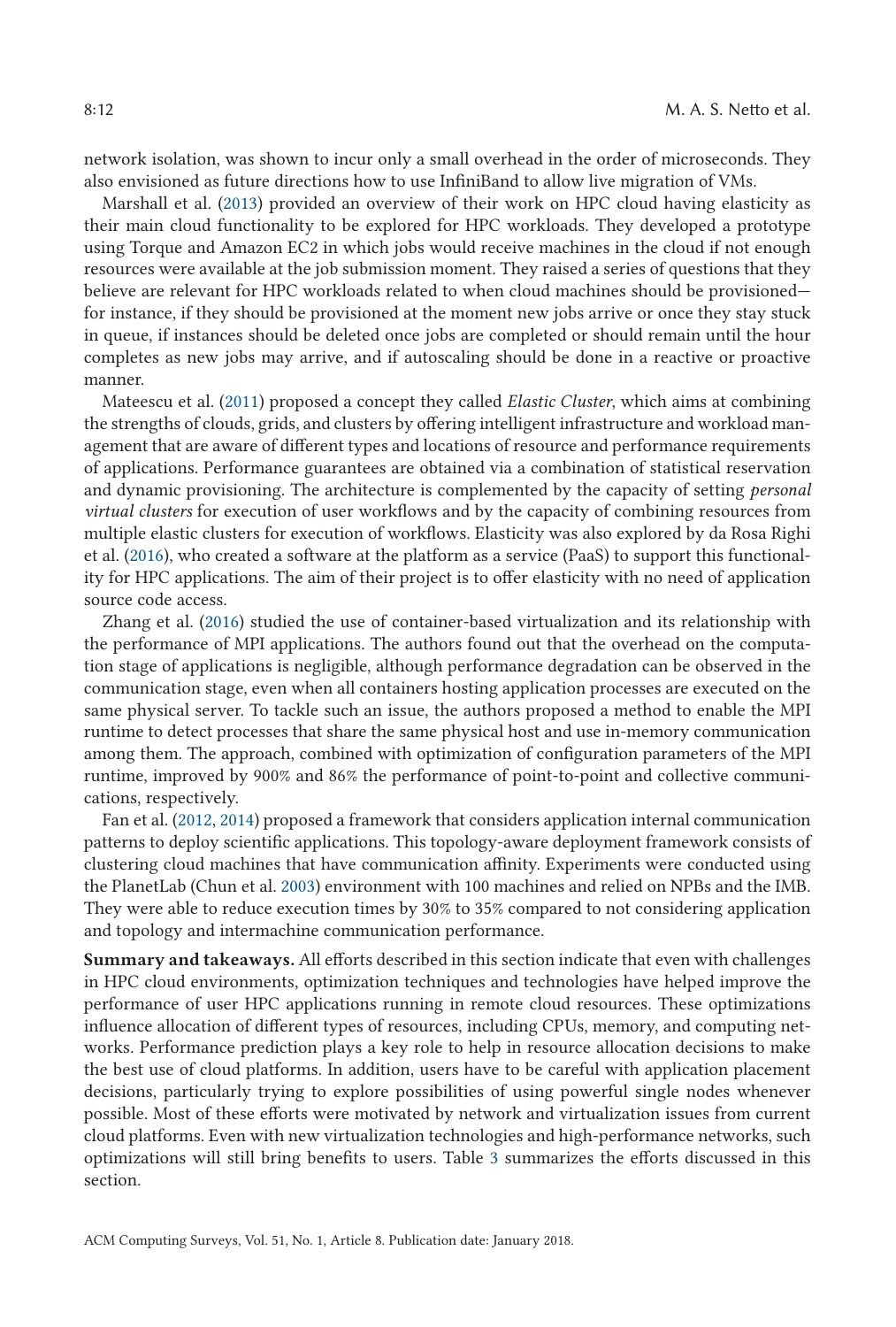network isolation, was shown to incur only a small overhead in the order of microseconds. They also envisioned as future directions how to use InfiniBand to allow live migration of VMs.

Marshall et al. (2013) provided an overview of their work on HPC cloud having elasticity as their main cloud functionality to be explored for HPC workloads. They developed a prototype using Torque and Amazon EC2 in which jobs would receive machines in the cloud if not enough resources were available at the job submission moment. They raised a series of questions that they believe are relevant for HPC workloads related to when cloud machines should be provisioned—for instance, if they should be provisioned at the moment new jobs arrive or once they stay stuck in queue, if instances should be deleted once jobs are completed or should remain until the hour completes as new jobs may arrive, and if autoscaling should be done in a reactive or proactive manner.

Mateescu et al. (2011) proposed a concept they called *Elastic Cluster*, which aims at combining the strengths of clouds, grids, and clusters by offering intelligent infrastructure and workload management that are aware of different types and locations of resource and performance requirements of applications. Performance guarantees are obtained via a combination of statistical reservation and dynamic provisioning. The architecture is complemented by the capacity of setting *personal virtual clusters* for execution of user workflows and by the capacity of combining resources from multiple elastic clusters for execution of workflows. Elasticity was also explored by da Rosa Righi et al. (2016), who created a software at the platform as a service (PaaS) to support this functionality for HPC applications. The aim of their project is to offer elasticity with no need of application source code access.

Zhang et al. (2016) studied the use of container-based virtualization and its relationship with the performance of MPI applications. The authors found out that the overhead on the computation stage of applications is negligible, although performance degradation can be observed in the communication stage, even when all containers hosting application processes are executed on the same physical server. To tackle such an issue, the authors proposed a method to enable the MPI runtime to detect processes that share the same physical host and use in-memory communication among them. The approach, combined with optimization of configuration parameters of the MPI runtime, improved by 900% and 86% the performance of point-to-point and collective communications, respectively.

Fan et al. (2012, 2014) proposed a framework that considers application internal communication patterns to deploy scientific applications. This topology-aware deployment framework consists of clustering cloud machines that have communication affinity. Experiments were conducted using the PlanetLab (Chun et al. 2003) environment with 100 machines and relied on NPBs and the IMB. They were able to reduce execution times by 30% to 35% compared to not considering application and topology and intermachine communication performance.

**Summary and takeaways.** All efforts described in this section indicate that even with challenges in HPC cloud environments, optimization techniques and technologies have helped improve the performance of user HPC applications running in remote cloud resources. These optimizations influence allocation of different types of resources, including CPUs, memory, and computing networks. Performance prediction plays a key role to help in resource allocation decisions to make the best use of cloud platforms. In addition, users have to be careful with application placement decisions, particularly trying to explore possibilities of using powerful single nodes whenever possible. Most of these efforts were motivated by network and virtualization issues from current cloud platforms. Even with new virtualization technologies and high-performance networks, such optimizations will still bring benefits to users. Table 3 summarizes the efforts discussed in this section.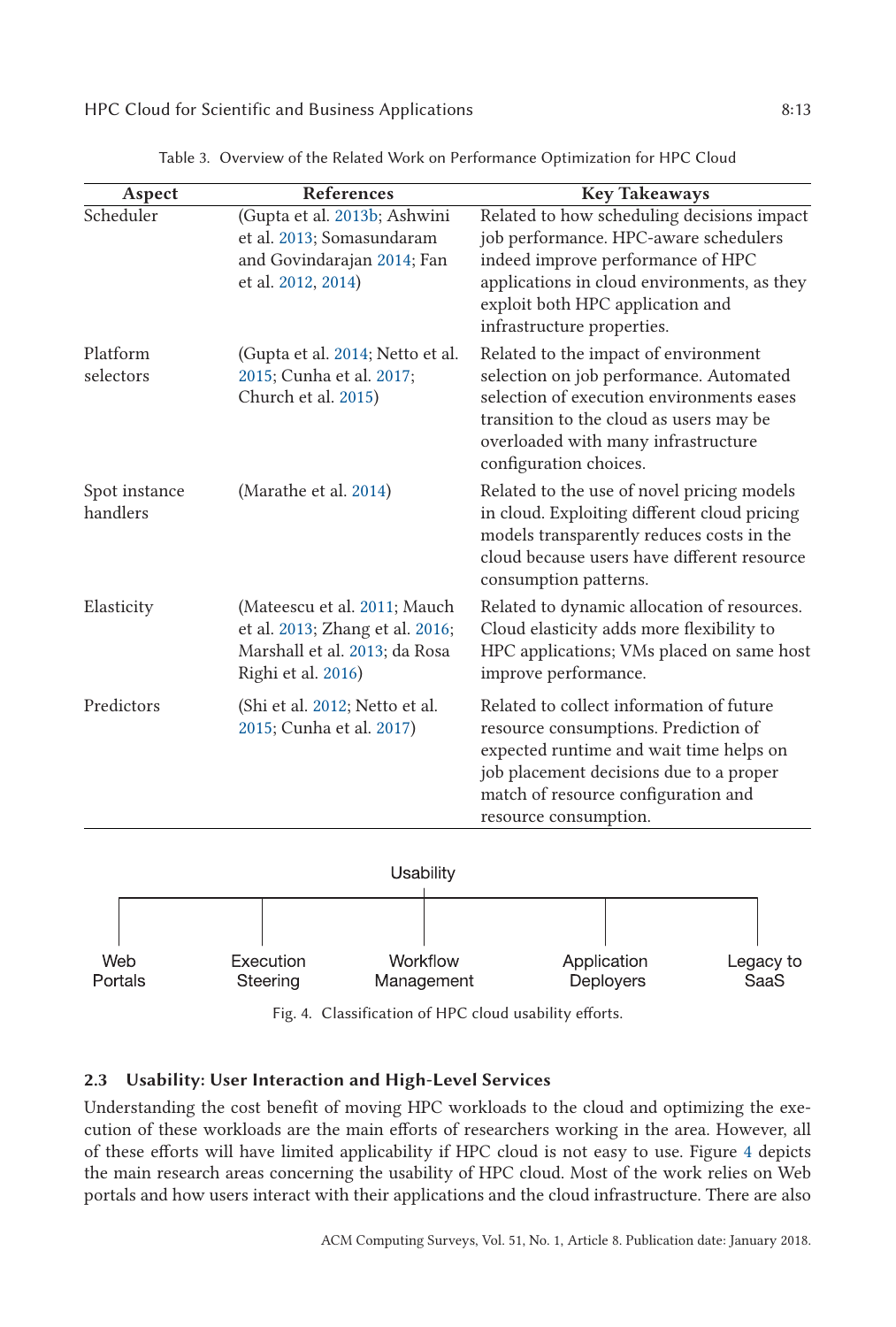Table 3. Overview of the Related Work on Performance Optimization for HPC Cloud

| Aspect | References | Key Takeaways |
|---|---|---|
| Scheduler | (Gupta et al. 2013b; Ashwini et al. 2013; Somasundaram and Govindarajan 2014; Fan et al. 2012, 2014) | Related to how scheduling decisions impact job performance. HPC-aware schedulers indeed improve performance of HPC applications in cloud environments, as they exploit both HPC application and infrastructure properties. |
| Platform selectors | (Gupta et al. 2014; Netto et al. 2015; Cunha et al. 2017; Church et al. 2015) | Related to the impact of environment selection on job performance. Automated selection of execution environments eases transition to the cloud as users may be overloaded with many infrastructure configuration choices. |
| Spot instance handlers | (Marathe et al. 2014) | Related to the use of novel pricing models in cloud. Exploiting different cloud pricing models transparently reduces costs in the cloud because users have different resource consumption patterns. |
| Elasticity | (Mateescu et al. 2011; Mauch et al. 2013; Zhang et al. 2016; Marshall et al. 2013; da Rosa Righi et al. 2016) | Related to dynamic allocation of resources. Cloud elasticity adds more flexibility to HPC applications; VMs placed on same host improve performance. |
| Predictors | (Shi et al. 2012; Netto et al. 2015; Cunha et al. 2017) | Related to collect information of future resource consumptions. Prediction of expected runtime and wait time helps on job placement decisions due to a proper match of resource configuration and resource consumption. |

Usability

Web Portals | Execution Steering | Workflow Management | Application Deployers | Legacy to SaaS

Fig. 4. Classification of HPC cloud usability efforts.

### 2.3 Usability: User Interaction and High-Level Services

Understanding the cost benefit of moving HPC workloads to the cloud and optimizing the execution of these workloads are the main efforts of researchers working in the area. However, all of these efforts will have limited applicability if HPC cloud is not easy to use. Figure 4 depicts the main research areas concerning the usability of HPC cloud. Most of the work relies on Web portals and how users interact with their applications and the cloud infrastructure. There are also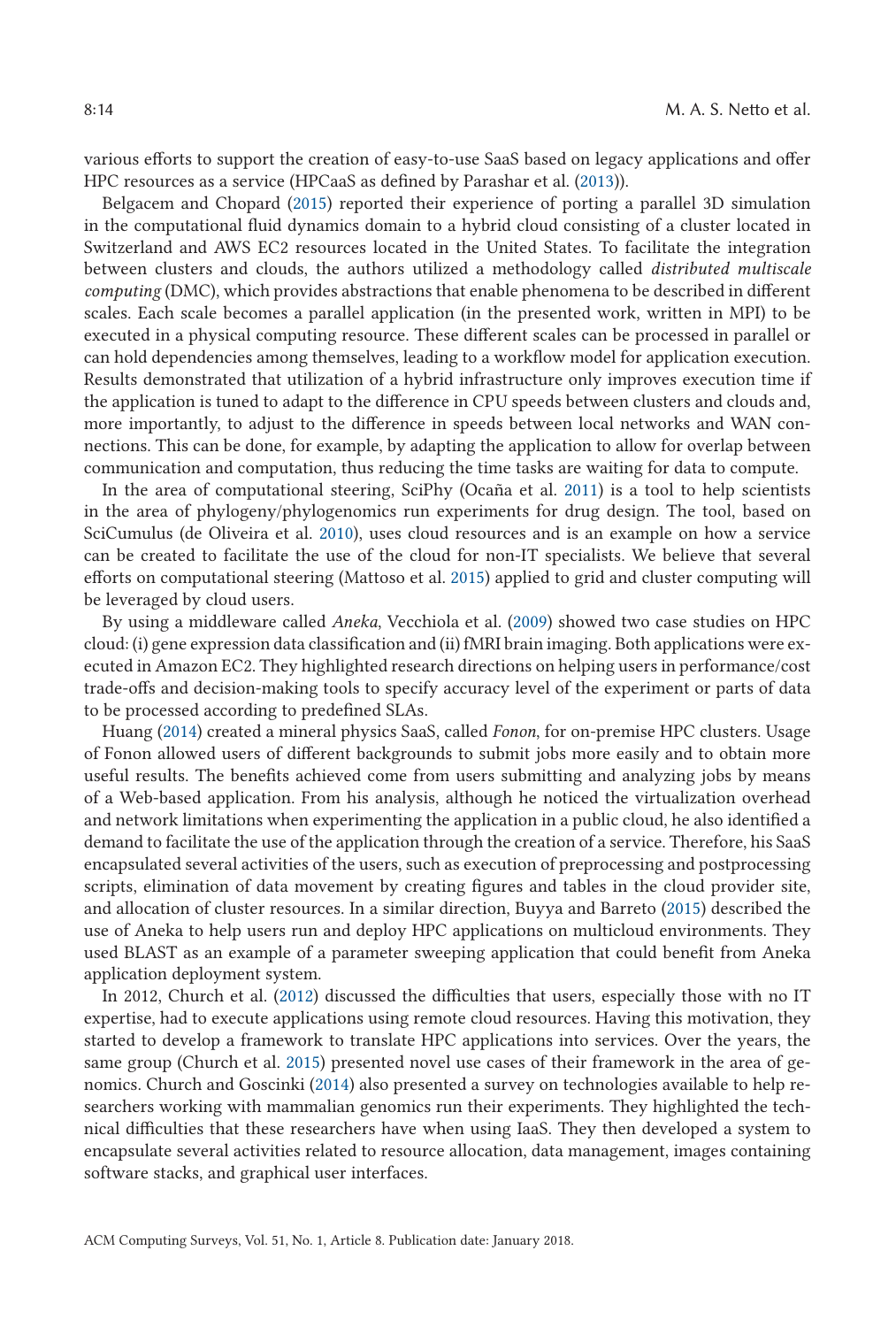various efforts to support the creation of easy-to-use SaaS based on legacy applications and offer HPC resources as a service (HPCaaS as defined by Parashar et al. (2013)).

Belgacem and Chopard (2015) reported their experience of porting a parallel 3D simulation in the computational fluid dynamics domain to a hybrid cloud consisting of a cluster located in Switzerland and AWS EC2 resources located in the United States. To facilitate the integration between clusters and clouds, the authors utilized a methodology called *distributed multiscale computing* (DMC), which provides abstractions that enable phenomena to be described in different scales. Each scale becomes a parallel application (in the presented work, written in MPI) to be executed in a physical computing resource. These different scales can be processed in parallel or can hold dependencies among themselves, leading to a workflow model for application execution. Results demonstrated that utilization of a hybrid infrastructure only improves execution time if the application is tuned to adapt to the difference in CPU speeds between clusters and clouds and, more importantly, to adjust to the difference in speeds between local networks and WAN connections. This can be done, for example, by adapting the application to allow for overlap between communication and computation, thus reducing the time tasks are waiting for data to compute.

In the area of computational steering, SciPhy (Ocaña et al. 2011) is a tool to help scientists in the area of phylogeny/phylogenomics run experiments for drug design. The tool, based on SciCumulus (de Oliveira et al. 2010), uses cloud resources and is an example on how a service can be created to facilitate the use of the cloud for non-IT specialists. We believe that several efforts on computational steering (Mattoso et al. 2015) applied to grid and cluster computing will be leveraged by cloud users.

By using a middleware called *Aneka*, Vecchiola et al. (2009) showed two case studies on HPC cloud: (i) gene expression data classification and (ii) fMRI brain imaging. Both applications were executed in Amazon EC2. They highlighted research directions on helping users in performance/cost trade-offs and decision-making tools to specify accuracy level of the experiment or parts of data to be processed according to predefined SLAs.

Huang (2014) created a mineral physics SaaS, called *Fonon*, for on-premise HPC clusters. Usage of Fonon allowed users of different backgrounds to submit jobs more easily and to obtain more useful results. The benefits achieved come from users submitting and analyzing jobs by means of a Web-based application. From his analysis, although he noticed the virtualization overhead and network limitations when experimenting the application in a public cloud, he also identified a demand to facilitate the use of the application through the creation of a service. Therefore, his SaaS encapsulated several activities of the users, such as execution of preprocessing and postprocessing scripts, elimination of data movement by creating figures and tables in the cloud provider site, and allocation of cluster resources. In a similar direction, Buyya and Barreto (2015) described the use of Aneka to help users run and deploy HPC applications on multicloud environments. They used BLAST as an example of a parameter sweeping application that could benefit from Aneka application deployment system.

In 2012, Church et al. (2012) discussed the difficulties that users, especially those with no IT expertise, had to execute applications using remote cloud resources. Having this motivation, they started to develop a framework to translate HPC applications into services. Over the years, the same group (Church et al. 2015) presented novel use cases of their framework in the area of genomics. Church and Goscinki (2014) also presented a survey on technologies available to help researchers working with mammalian genomics run their experiments. They highlighted the technical difficulties that these researchers have when using IaaS. They then developed a system to encapsulate several activities related to resource allocation, data management, images containing software stacks, and graphical user interfaces.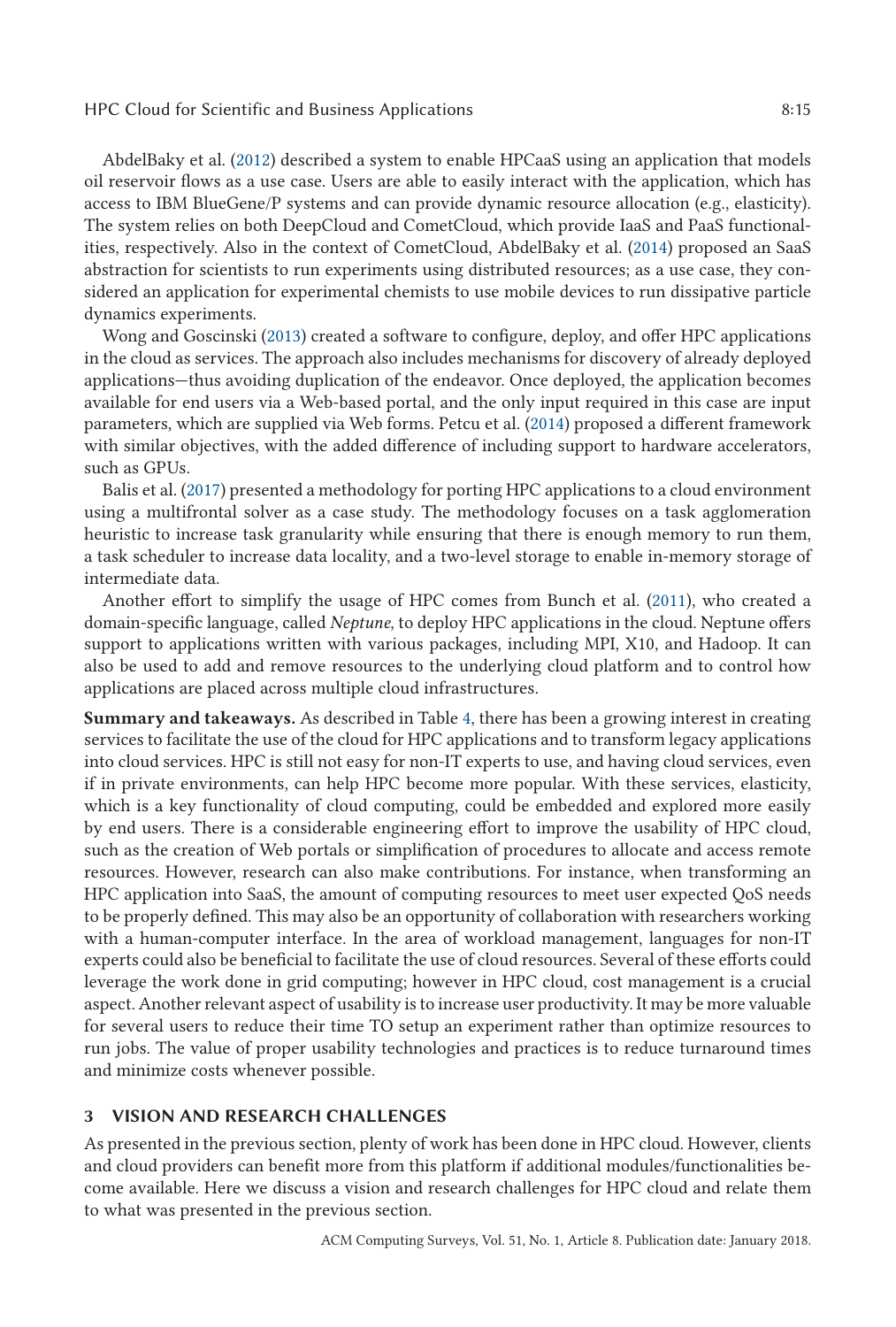AbdelBaky et al. (2012) described a system to enable HPCaaS using an application that models oil reservoir flows as a use case. Users are able to easily interact with the application, which has access to IBM BlueGene/P systems and can provide dynamic resource allocation (e.g., elasticity). The system relies on both DeepCloud and CometCloud, which provide IaaS and PaaS functionalities, respectively. Also in the context of CometCloud, AbdelBaky et al. (2014) proposed an SaaS abstraction for scientists to run experiments using distributed resources; as a use case, they considered an application for experimental chemists to use mobile devices to run dissipative particle dynamics experiments.

Wong and Goscinski (2013) created a software to configure, deploy, and offer HPC applications in the cloud as services. The approach also includes mechanisms for discovery of already deployed applications—thus avoiding duplication of the endeavor. Once deployed, the application becomes available for end users via a Web-based portal, and the only input required in this case are input parameters, which are supplied via Web forms. Petcu et al. (2014) proposed a different framework with similar objectives, with the added difference of including support to hardware accelerators, such as GPUs.

Balis et al. (2017) presented a methodology for porting HPC applications to a cloud environment using a multifrontal solver as a case study. The methodology focuses on a task agglomeration heuristic to increase task granularity while ensuring that there is enough memory to run them, a task scheduler to increase data locality, and a two-level storage to enable in-memory storage of intermediate data.

Another effort to simplify the usage of HPC comes from Bunch et al. (2011), who created a domain-specific language, called *Neptune*, to deploy HPC applications in the cloud. Neptune offers support to applications written with various packages, including MPI, X10, and Hadoop. It can also be used to add and remove resources to the underlying cloud platform and to control how applications are placed across multiple cloud infrastructures.

**Summary and takeaways.** As described in Table 4, there has been a growing interest in creating services to facilitate the use of the cloud for HPC applications and to transform legacy applications into cloud services. HPC is still not easy for non-IT experts to use, and having cloud services, even if in private environments, can help HPC become more popular. With these services, elasticity, which is a key functionality of cloud computing, could be embedded and explored more easily by end users. There is a considerable engineering effort to improve the usability of HPC cloud, such as the creation of Web portals or simplification of procedures to allocate and access remote resources. However, research can also make contributions. For instance, when transforming an HPC application into SaaS, the amount of computing resources to meet user expected QoS needs to be properly defined. This may also be an opportunity of collaboration with researchers working with a human-computer interface. In the area of workload management, languages for non-IT experts could also be beneficial to facilitate the use of cloud resources. Several of these efforts could leverage the work done in grid computing; however in HPC cloud, cost management is a crucial aspect. Another relevant aspect of usability is to increase user productivity. It may be more valuable for several users to reduce their time TO setup an experiment rather than optimize resources to run jobs. The value of proper usability technologies and practices is to reduce turnaround times and minimize costs whenever possible.

## 3 VISION AND RESEARCH CHALLENGES

As presented in the previous section, plenty of work has been done in HPC cloud. However, clients and cloud providers can benefit more from this platform if additional modules/functionalities become available. Here we discuss a vision and research challenges for HPC cloud and relate them to what was presented in the previous section.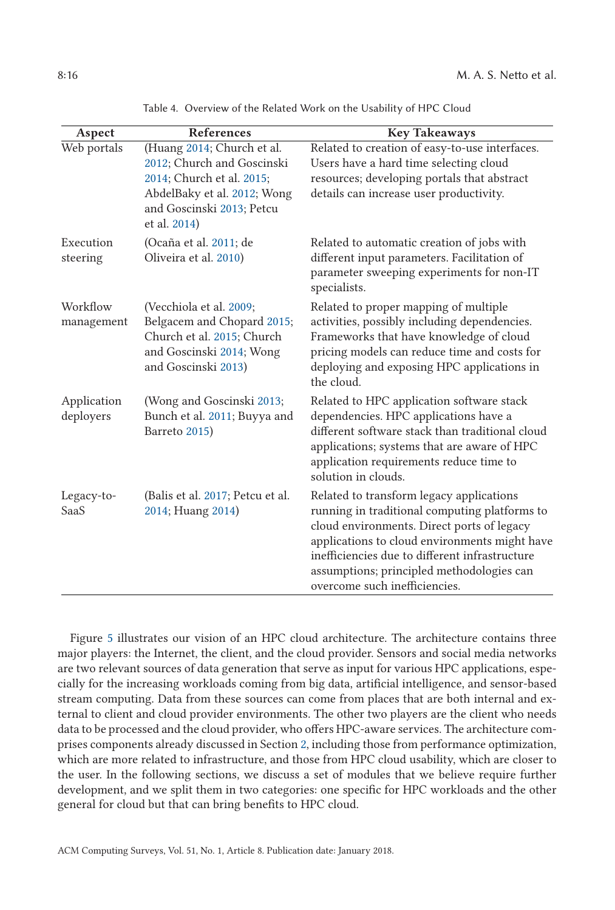Table 4. Overview of the Related Work on the Usability of HPC Cloud

| Aspect | References | Key Takeaways |
|---|---|---|
| Web portals | (Huang 2014; Church et al. 2012; Church and Goscinski 2014; Church et al. 2015; AbdelBaky et al. 2012; Wong and Goscinski 2013; Petcu et al. 2014) | Related to creation of easy-to-use interfaces. Users have a hard time selecting cloud resources; developing portals that abstract details can increase user productivity. |
| Execution steering | (Ocaña et al. 2011; de Oliveira et al. 2010) | Related to automatic creation of jobs with different input parameters. Facilitation of parameter sweeping experiments for non-IT specialists. |
| Workflow management | (Vecchiola et al. 2009; Belgacem and Chopard 2015; Church et al. 2015; Church and Goscinski 2014; Wong and Goscinski 2013) | Related to proper mapping of multiple activities, possibly including dependencies. Frameworks that have knowledge of cloud pricing models can reduce time and costs for deploying and exposing HPC applications in the cloud. |
| Application deployers | (Wong and Goscinski 2013; Bunch et al. 2011; Buyya and Barreto 2015) | Related to HPC application software stack dependencies. HPC applications have a different software stack than traditional cloud applications; systems that are aware of HPC application requirements reduce time to solution in clouds. |
| Legacy-to-SaaS | (Balis et al. 2017; Petcu et al. 2014; Huang 2014) | Related to transform legacy applications running in traditional computing platforms to cloud environments. Direct ports of legacy applications to cloud environments might have inefficiencies due to different infrastructure assumptions; principled methodologies can overcome such inefficiencies. |

Figure 5 illustrates our vision of an HPC cloud architecture. The architecture contains three major players: the Internet, the client, and the cloud provider. Sensors and social media networks are two relevant sources of data generation that serve as input for various HPC applications, especially for the increasing workloads coming from big data, artificial intelligence, and sensor-based stream computing. Data from these sources can come from places that are both internal and external to client and cloud provider environments. The other two players are the client who needs data to be processed and the cloud provider, who offers HPC-aware services. The architecture comprises components already discussed in Section 2, including those from performance optimization, which are more related to infrastructure, and those from HPC cloud usability, which are closer to the user. In the following sections, we discuss a set of modules that we believe require further development, and we split them in two categories: one specific for HPC workloads and the other general for cloud but that can bring benefits to HPC cloud.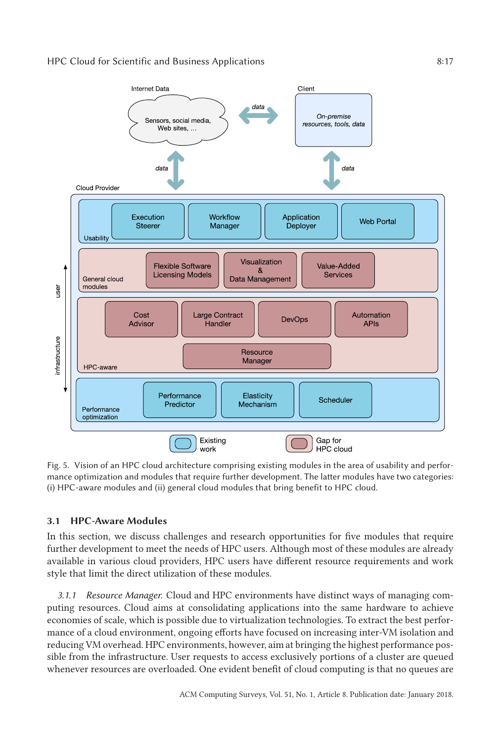Fig. 5. Vision of an HPC cloud architecture comprising existing modules in the area of usability and performance optimization and modules that require further development. The latter modules have two categories: (i) HPC-aware modules and (ii) general cloud modules that bring benefit to HPC cloud.

### 3.1 HPC-Aware Modules

In this section, we discuss challenges and research opportunities for five modules that require further development to meet the needs of HPC users. Although most of these modules are already available in various cloud providers, HPC users have different resource requirements and work style that limit the direct utilization of these modules.

*3.1.1 Resource Manager.* Cloud and HPC environments have distinct ways of managing computing resources. Cloud aims at consolidating applications into the same hardware to achieve economies of scale, which is possible due to virtualization technologies. To extract the best performance of a cloud environment, ongoing efforts have focused on increasing inter-VM isolation and reducing VM overhead. HPC environments, however, aim at bringing the highest performance possible from the infrastructure. User requests to access exclusively portions of a cluster are queued whenever resources are overloaded. One evident benefit of cloud computing is that no queues are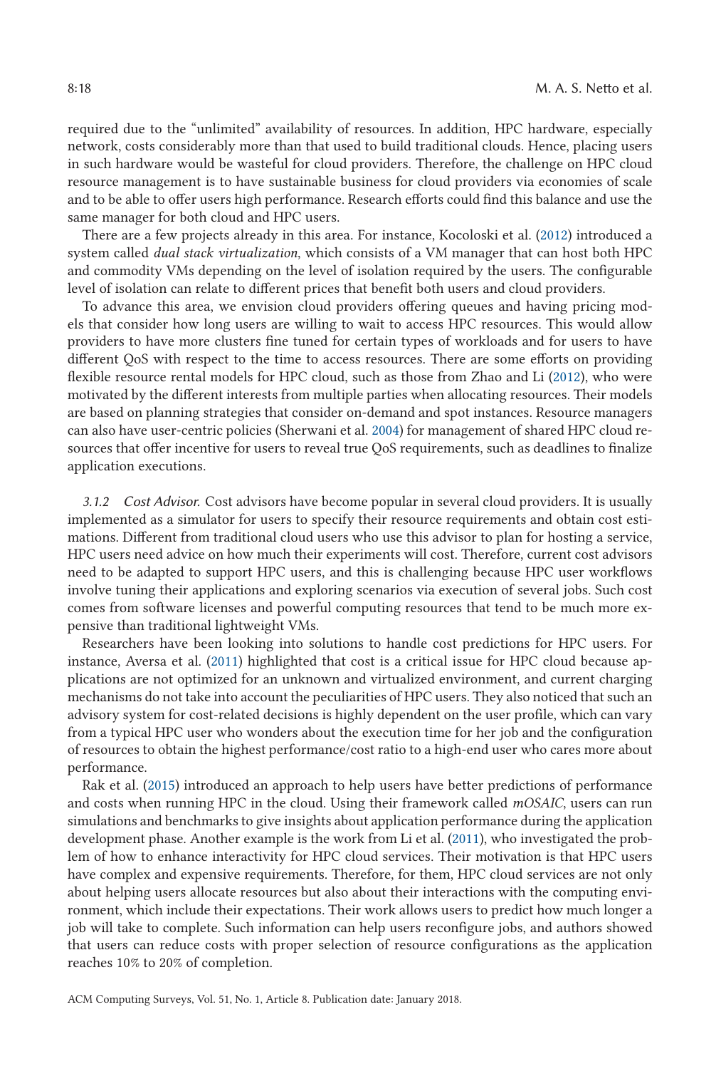required due to the "unlimited" availability of resources. In addition, HPC hardware, especially network, costs considerably more than that used to build traditional clouds. Hence, placing users in such hardware would be wasteful for cloud providers. Therefore, the challenge on HPC cloud resource management is to have sustainable business for cloud providers via economies of scale and to be able to offer users high performance. Research efforts could find this balance and use the same manager for both cloud and HPC users.

There are a few projects already in this area. For instance, Kocoloski et al. (2012) introduced a system called *dual stack virtualization*, which consists of a VM manager that can host both HPC and commodity VMs depending on the level of isolation required by the users. The configurable level of isolation can relate to different prices that benefit both users and cloud providers.

To advance this area, we envision cloud providers offering queues and having pricing models that consider how long users are willing to wait to access HPC resources. This would allow providers to have more clusters fine tuned for certain types of workloads and for users to have different QoS with respect to the time to access resources. There are some efforts on providing flexible resource rental models for HPC cloud, such as those from Zhao and Li (2012), who were motivated by the different interests from multiple parties when allocating resources. Their models are based on planning strategies that consider on-demand and spot instances. Resource managers can also have user-centric policies (Sherwani et al. 2004) for management of shared HPC cloud resources that offer incentive for users to reveal true QoS requirements, such as deadlines to finalize application executions.

#### 3.1.2 *Cost Advisor.*

Cost advisors have become popular in several cloud providers. It is usually implemented as a simulator for users to specify their resource requirements and obtain cost estimations. Different from traditional cloud users who use this advisor to plan for hosting a service, HPC users need advice on how much their experiments will cost. Therefore, current cost advisors need to be adapted to support HPC users, and this is challenging because HPC user workflows involve tuning their applications and exploring scenarios via execution of several jobs. Such cost comes from software licenses and powerful computing resources that tend to be much more expensive than traditional lightweight VMs.

Researchers have been looking into solutions to handle cost predictions for HPC users. For instance, Aversa et al. (2011) highlighted that cost is a critical issue for HPC cloud because applications are not optimized for an unknown and virtualized environment, and current charging mechanisms do not take into account the peculiarities of HPC users. They also noticed that such an advisory system for cost-related decisions is highly dependent on the user profile, which can vary from a typical HPC user who wonders about the execution time for her job and the configuration of resources to obtain the highest performance/cost ratio to a high-end user who cares more about performance.

Rak et al. (2015) introduced an approach to help users have better predictions of performance and costs when running HPC in the cloud. Using their framework called *mOSAIC*, users can run simulations and benchmarks to give insights about application performance during the application development phase. Another example is the work from Li et al. (2011), who investigated the problem of how to enhance interactivity for HPC cloud services. Their motivation is that HPC users have complex and expensive requirements. Therefore, for them, HPC cloud services are not only about helping users allocate resources but also about their interactions with the computing environment, which include their expectations. Their work allows users to predict how much longer a job will take to complete. Such information can help users reconfigure jobs, and authors showed that users can reduce costs with proper selection of resource configurations as the application reaches 10% to 20% of completion.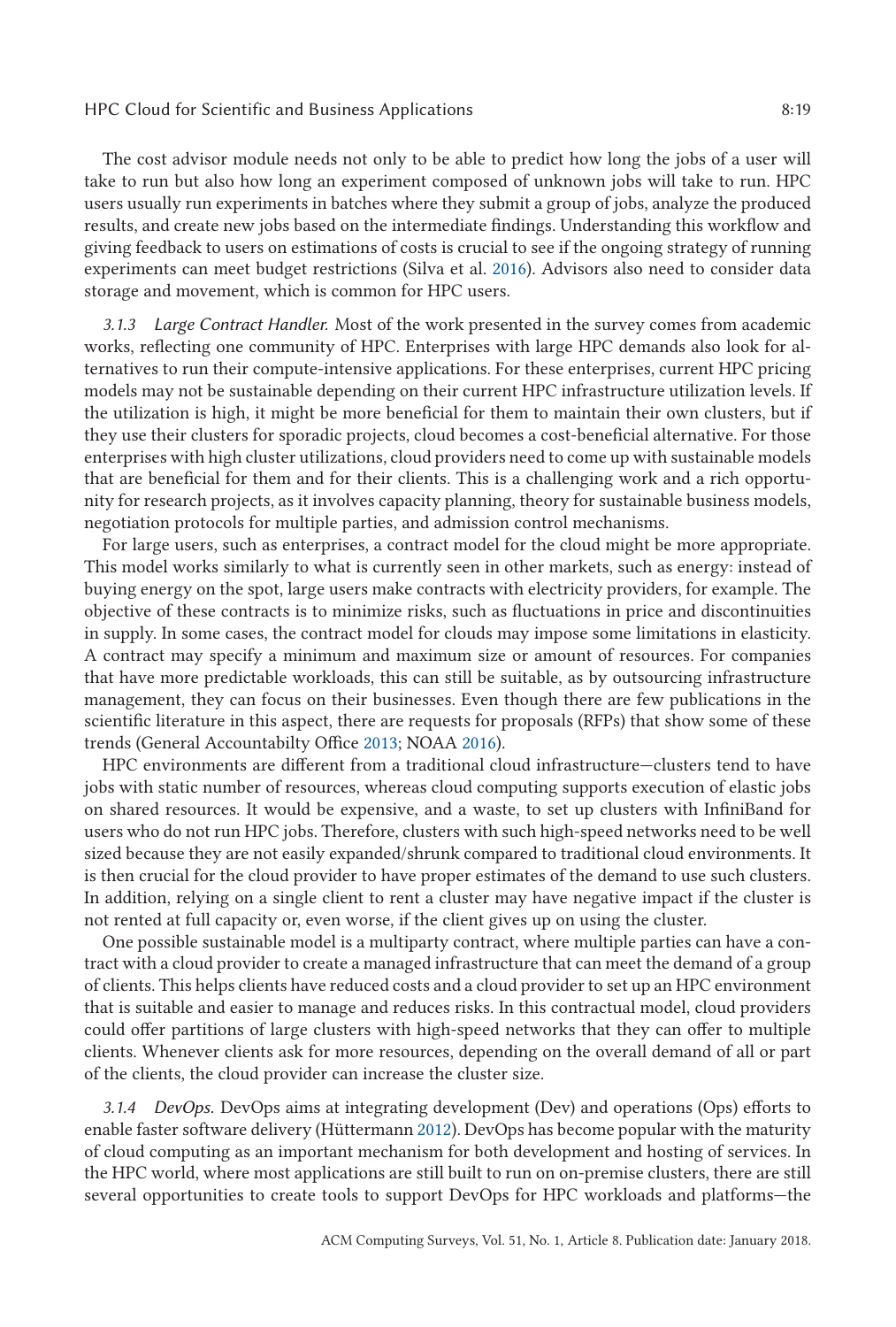The cost advisor module needs not only to be able to predict how long the jobs of a user will take to run but also how long an experiment composed of unknown jobs will take to run. HPC users usually run experiments in batches where they submit a group of jobs, analyze the produced results, and create new jobs based on the intermediate findings. Understanding this workflow and giving feedback to users on estimations of costs is crucial to see if the ongoing strategy of running experiments can meet budget restrictions (Silva et al. 2016). Advisors also need to consider data storage and movement, which is common for HPC users.

*3.1.3 Large Contract Handler.* Most of the work presented in the survey comes from academic works, reflecting one community of HPC. Enterprises with large HPC demands also look for alternatives to run their compute-intensive applications. For these enterprises, current HPC pricing models may not be sustainable depending on their current HPC infrastructure utilization levels. If the utilization is high, it might be more beneficial for them to maintain their own clusters, but if they use their clusters for sporadic projects, cloud becomes a cost-beneficial alternative. For those enterprises with high cluster utilizations, cloud providers need to come up with sustainable models that are beneficial for them and for their clients. This is a challenging work and a rich opportunity for research projects, as it involves capacity planning, theory for sustainable business models, negotiation protocols for multiple parties, and admission control mechanisms.

For large users, such as enterprises, a contract model for the cloud might be more appropriate. This model works similarly to what is currently seen in other markets, such as energy: instead of buying energy on the spot, large users make contracts with electricity providers, for example. The objective of these contracts is to minimize risks, such as fluctuations in price and discontinuities in supply. In some cases, the contract model for clouds may impose some limitations in elasticity. A contract may specify a minimum and maximum size or amount of resources. For companies that have more predictable workloads, this can still be suitable, as by outsourcing infrastructure management, they can focus on their businesses. Even though there are few publications in the scientific literature in this aspect, there are requests for proposals (RFPs) that show some of these trends (General Accountabilty Office 2013; NOAA 2016).

HPC environments are different from a traditional cloud infrastructure—clusters tend to have jobs with static number of resources, whereas cloud computing supports execution of elastic jobs on shared resources. It would be expensive, and a waste, to set up clusters with InfiniBand for users who do not run HPC jobs. Therefore, clusters with such high-speed networks need to be well sized because they are not easily expanded/shrunk compared to traditional cloud environments. It is then crucial for the cloud provider to have proper estimates of the demand to use such clusters. In addition, relying on a single client to rent a cluster may have negative impact if the cluster is not rented at full capacity or, even worse, if the client gives up on using the cluster.

One possible sustainable model is a multiparty contract, where multiple parties can have a contract with a cloud provider to create a managed infrastructure that can meet the demand of a group of clients. This helps clients have reduced costs and a cloud provider to set up an HPC environment that is suitable and easier to manage and reduces risks. In this contractual model, cloud providers could offer partitions of large clusters with high-speed networks that they can offer to multiple clients. Whenever clients ask for more resources, depending on the overall demand of all or part of the clients, the cloud provider can increase the cluster size.

*3.1.4 DevOps.* DevOps aims at integrating development (Dev) and operations (Ops) efforts to enable faster software delivery (Hüttermann 2012). DevOps has become popular with the maturity of cloud computing as an important mechanism for both development and hosting of services. In the HPC world, where most applications are still built to run on on-premise clusters, there are still several opportunities to create tools to support DevOps for HPC workloads and platforms—the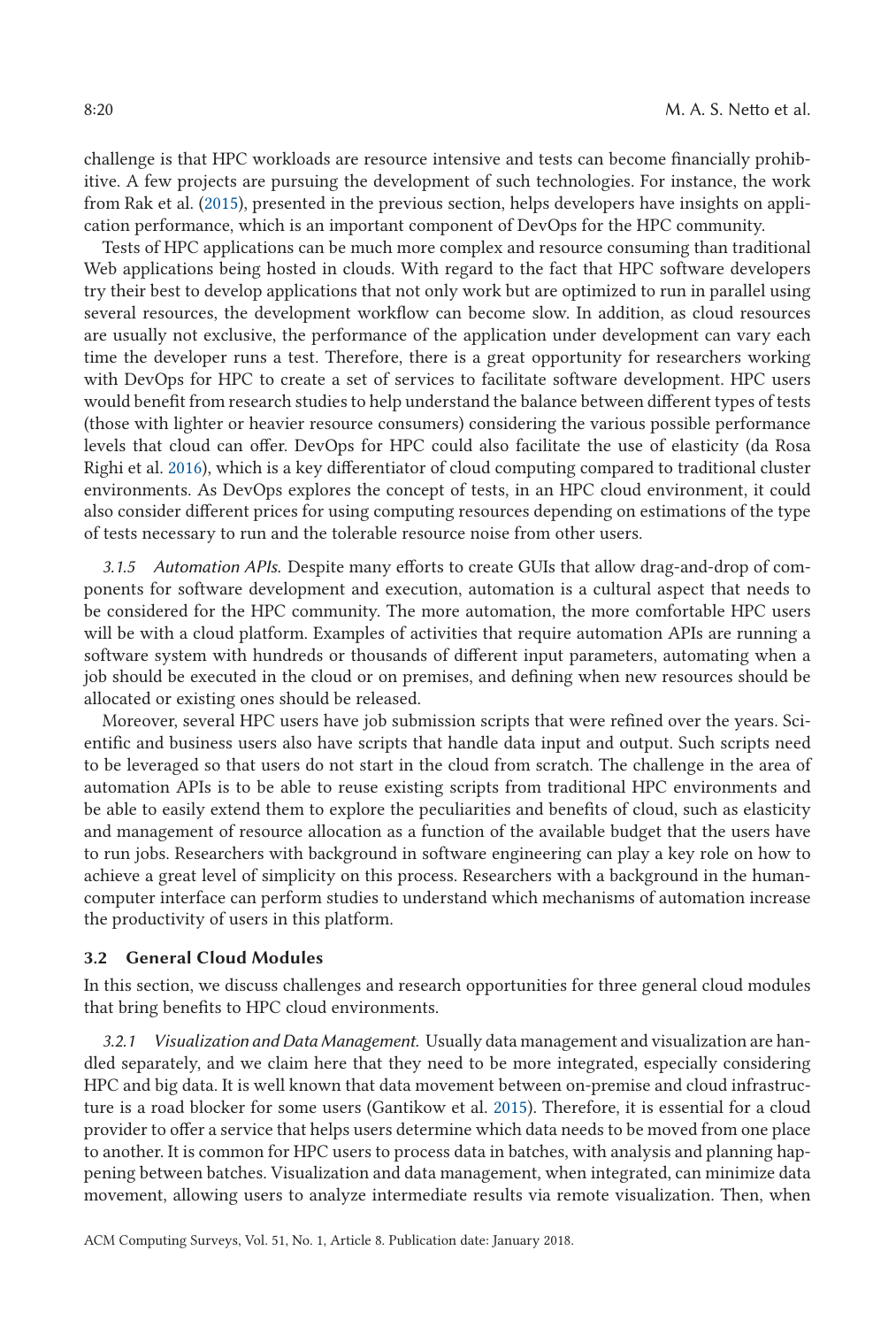challenge is that HPC workloads are resource intensive and tests can become financially prohibitive. A few projects are pursuing the development of such technologies. For instance, the work from Rak et al. (2015), presented in the previous section, helps developers have insights on application performance, which is an important component of DevOps for the HPC community.

Tests of HPC applications can be much more complex and resource consuming than traditional Web applications being hosted in clouds. With regard to the fact that HPC software developers try their best to develop applications that not only work but are optimized to run in parallel using several resources, the development workflow can become slow. In addition, as cloud resources are usually not exclusive, the performance of the application under development can vary each time the developer runs a test. Therefore, there is a great opportunity for researchers working with DevOps for HPC to create a set of services to facilitate software development. HPC users would benefit from research studies to help understand the balance between different types of tests (those with lighter or heavier resource consumers) considering the various possible performance levels that cloud can offer. DevOps for HPC could also facilitate the use of elasticity (da Rosa Righi et al. 2016), which is a key differentiator of cloud computing compared to traditional cluster environments. As DevOps explores the concept of tests, in an HPC cloud environment, it could also consider different prices for using computing resources depending on estimations of the type of tests necessary to run and the tolerable resource noise from other users.

*3.1.5 Automation APIs.* Despite many efforts to create GUIs that allow drag-and-drop of components for software development and execution, automation is a cultural aspect that needs to be considered for the HPC community. The more automation, the more comfortable HPC users will be with a cloud platform. Examples of activities that require automation APIs are running a software system with hundreds or thousands of different input parameters, automating when a job should be executed in the cloud or on premises, and defining when new resources should be allocated or existing ones should be released.

Moreover, several HPC users have job submission scripts that were refined over the years. Scientific and business users also have scripts that handle data input and output. Such scripts need to be leveraged so that users do not start in the cloud from scratch. The challenge in the area of automation APIs is to be able to reuse existing scripts from traditional HPC environments and be able to easily extend them to explore the peculiarities and benefits of cloud, such as elasticity and management of resource allocation as a function of the available budget that the users have to run jobs. Researchers with background in software engineering can play a key role on how to achieve a great level of simplicity on this process. Researchers with a background in the human-computer interface can perform studies to understand which mechanisms of automation increase the productivity of users in this platform.

### 3.2 General Cloud Modules

In this section, we discuss challenges and research opportunities for three general cloud modules that bring benefits to HPC cloud environments.

*3.2.1 Visualization and Data Management.* Usually data management and visualization are handled separately, and we claim here that they need to be more integrated, especially considering HPC and big data. It is well known that data movement between on-premise and cloud infrastructure is a road blocker for some users (Gantikow et al. 2015). Therefore, it is essential for a cloud provider to offer a service that helps users determine which data needs to be moved from one place to another. It is common for HPC users to process data in batches, with analysis and planning happening between batches. Visualization and data management, when integrated, can minimize data movement, allowing users to analyze intermediate results via remote visualization. Then, when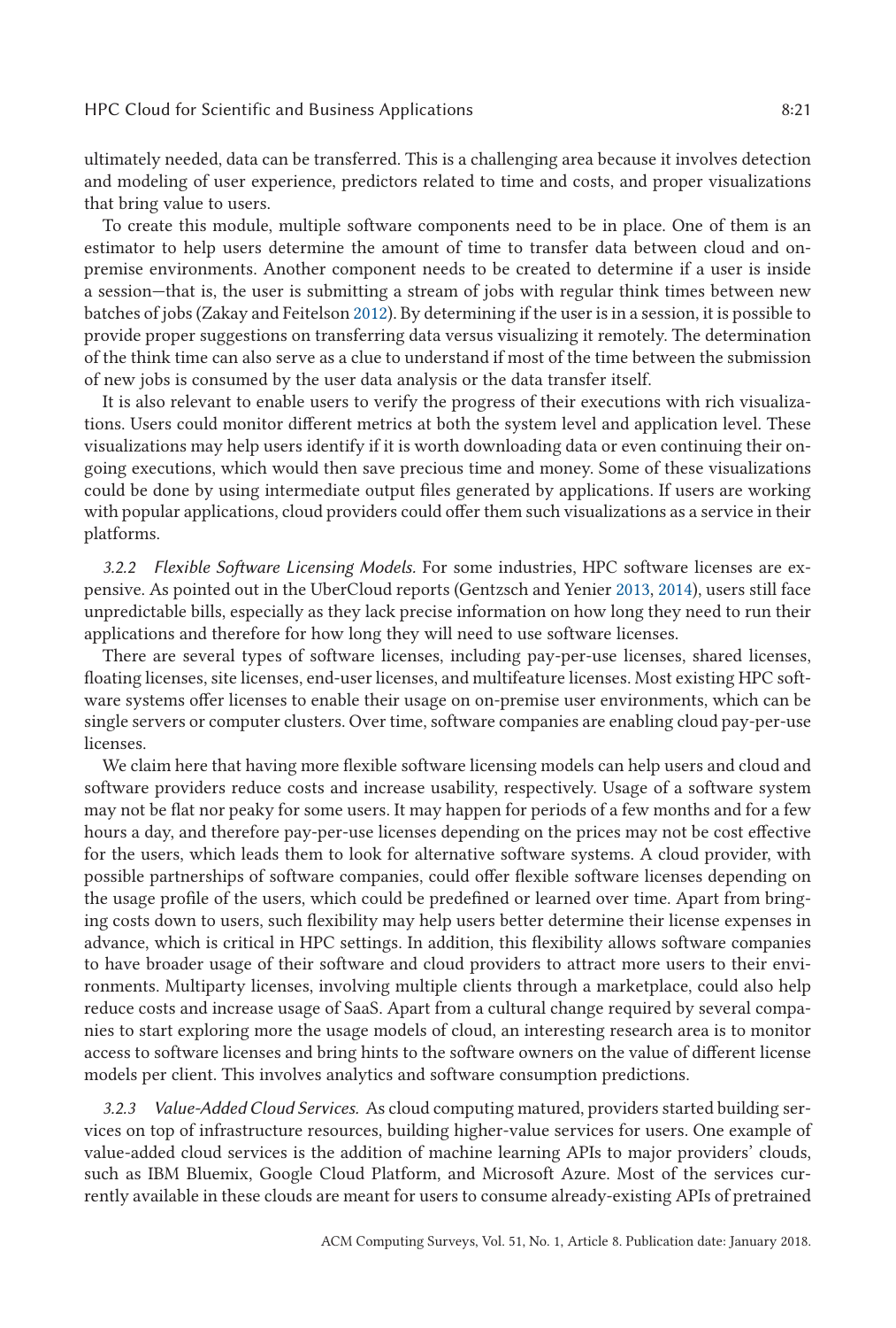ultimately needed, data can be transferred. This is a challenging area because it involves detection and modeling of user experience, predictors related to time and costs, and proper visualizations that bring value to users.

To create this module, multiple software components need to be in place. One of them is an estimator to help users determine the amount of time to transfer data between cloud and on-premise environments. Another component needs to be created to determine if a user is inside a session—that is, the user is submitting a stream of jobs with regular think times between new batches of jobs (Zakay and Feitelson 2012). By determining if the user is in a session, it is possible to provide proper suggestions on transferring data versus visualizing it remotely. The determination of the think time can also serve as a clue to understand if most of the time between the submission of new jobs is consumed by the user data analysis or the data transfer itself.

It is also relevant to enable users to verify the progress of their executions with rich visualizations. Users could monitor different metrics at both the system level and application level. These visualizations may help users identify if it is worth downloading data or even continuing their on-going executions, which would then save precious time and money. Some of these visualizations could be done by using intermediate output files generated by applications. If users are working with popular applications, cloud providers could offer them such visualizations as a service in their platforms.

*3.2.2 Flexible Software Licensing Models.* For some industries, HPC software licenses are expensive. As pointed out in the UberCloud reports (Gentzsch and Yenier 2013, 2014), users still face unpredictable bills, especially as they lack precise information on how long they need to run their applications and therefore for how long they will need to use software licenses.

There are several types of software licenses, including pay-per-use licenses, shared licenses, floating licenses, site licenses, end-user licenses, and multifeature licenses. Most existing HPC software systems offer licenses to enable their usage on on-premise user environments, which can be single servers or computer clusters. Over time, software companies are enabling cloud pay-per-use licenses.

We claim here that having more flexible software licensing models can help users and cloud and software providers reduce costs and increase usability, respectively. Usage of a software system may not be flat nor peaky for some users. It may happen for periods of a few months and for a few hours a day, and therefore pay-per-use licenses depending on the prices may not be cost effective for the users, which leads them to look for alternative software systems. A cloud provider, with possible partnerships of software companies, could offer flexible software licenses depending on the usage profile of the users, which could be predefined or learned over time. Apart from bringing costs down to users, such flexibility may help users better determine their license expenses in advance, which is critical in HPC settings. In addition, this flexibility allows software companies to have broader usage of their software and cloud providers to attract more users to their environments. Multiparty licenses, involving multiple clients through a marketplace, could also help reduce costs and increase usage of SaaS. Apart from a cultural change required by several companies to start exploring more the usage models of cloud, an interesting research area is to monitor access to software licenses and bring hints to the software owners on the value of different license models per client. This involves analytics and software consumption predictions.

*3.2.3 Value-Added Cloud Services.* As cloud computing matured, providers started building services on top of infrastructure resources, building higher-value services for users. One example of value-added cloud services is the addition of machine learning APIs to major providers' clouds, such as IBM Bluemix, Google Cloud Platform, and Microsoft Azure. Most of the services currently available in these clouds are meant for users to consume already-existing APIs of pretrained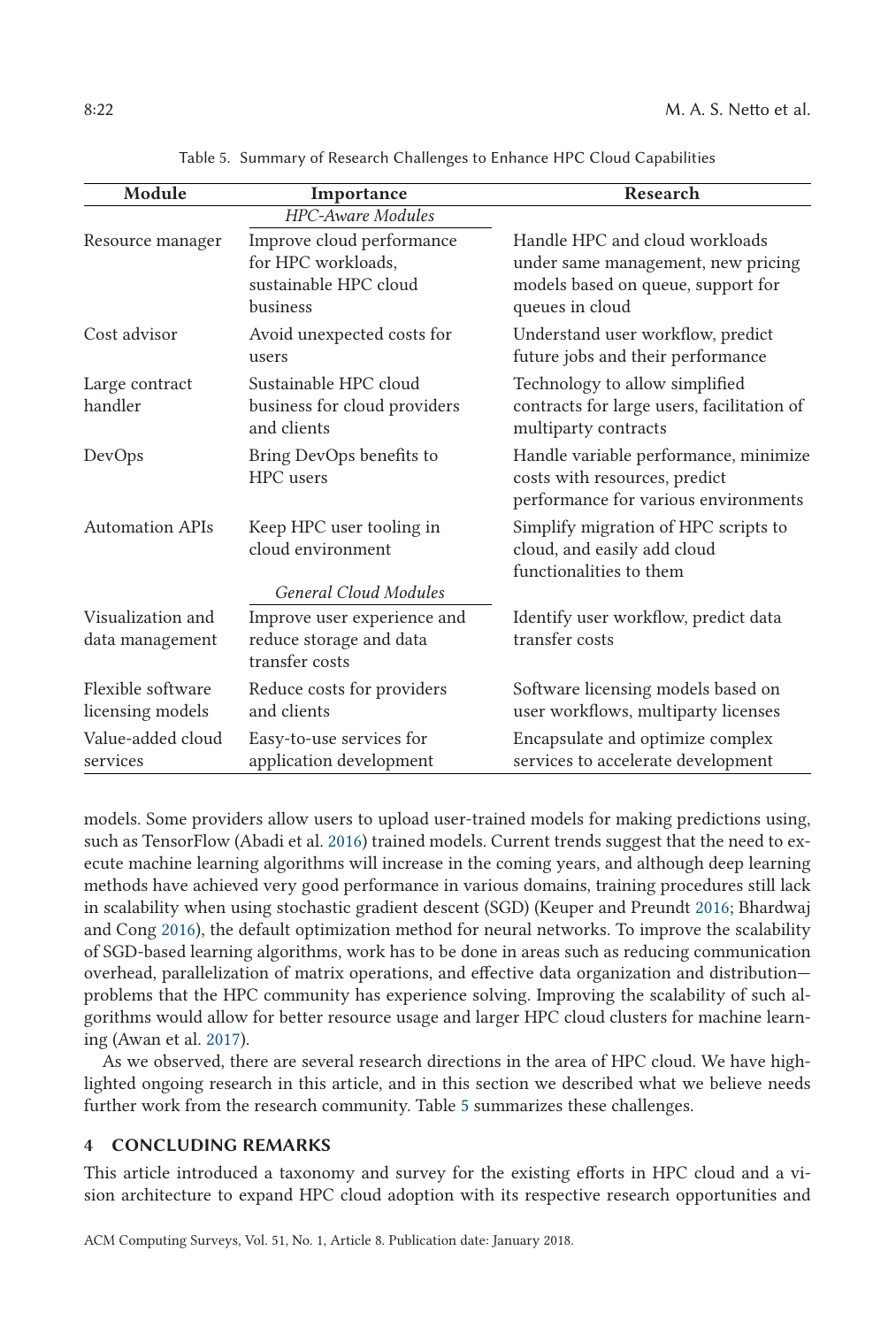Table 5. Summary of Research Challenges to Enhance HPC Cloud Capabilities

| Module | Importance | Research |
|---|---|---|
| | *HPC-Aware Modules* | |
| Resource manager | Improve cloud performance for HPC workloads, sustainable HPC cloud business | Handle HPC and cloud workloads under same management, new pricing models based on queue, support for queues in cloud |
| Cost advisor | Avoid unexpected costs for users | Understand user workflow, predict future jobs and their performance |
| Large contract handler | Sustainable HPC cloud business for cloud providers and clients | Technology to allow simplified contracts for large users, facilitation of multiparty contracts |
| DevOps | Bring DevOps benefits to HPC users | Handle variable performance, minimize costs with resources, predict performance for various environments |
| Automation APIs | Keep HPC user tooling in cloud environment | Simplify migration of HPC scripts to cloud, and easily add cloud functionalities to them |
| | *General Cloud Modules* | |
| Visualization and data management | Improve user experience and reduce storage and data transfer costs | Identify user workflow, predict data transfer costs |
| Flexible software licensing models | Reduce costs for providers and clients | Software licensing models based on user workflows, multiparty licenses |
| Value-added cloud services | Easy-to-use services for application development | Encapsulate and optimize complex services to accelerate development |

models. Some providers allow users to upload user-trained models for making predictions using, such as TensorFlow (Abadi et al. 2016) trained models. Current trends suggest that the need to execute machine learning algorithms will increase in the coming years, and although deep learning methods have achieved very good performance in various domains, training procedures still lack in scalability when using stochastic gradient descent (SGD) (Keuper and Preundt 2016; Bhardwaj and Cong 2016), the default optimization method for neural networks. To improve the scalability of SGD-based learning algorithms, work has to be done in areas such as reducing communication overhead, parallelization of matrix operations, and effective data organization and distribution—problems that the HPC community has experience solving. Improving the scalability of such algorithms would allow for better resource usage and larger HPC cloud clusters for machine learning (Awan et al. 2017).

As we observed, there are several research directions in the area of HPC cloud. We have highlighted ongoing research in this article, and in this section we described what we believe needs further work from the research community. Table 5 summarizes these challenges.

## 4 CONCLUDING REMARKS

This article introduced a taxonomy and survey for the existing efforts in HPC cloud and a vision architecture to expand HPC cloud adoption with its respective research opportunities and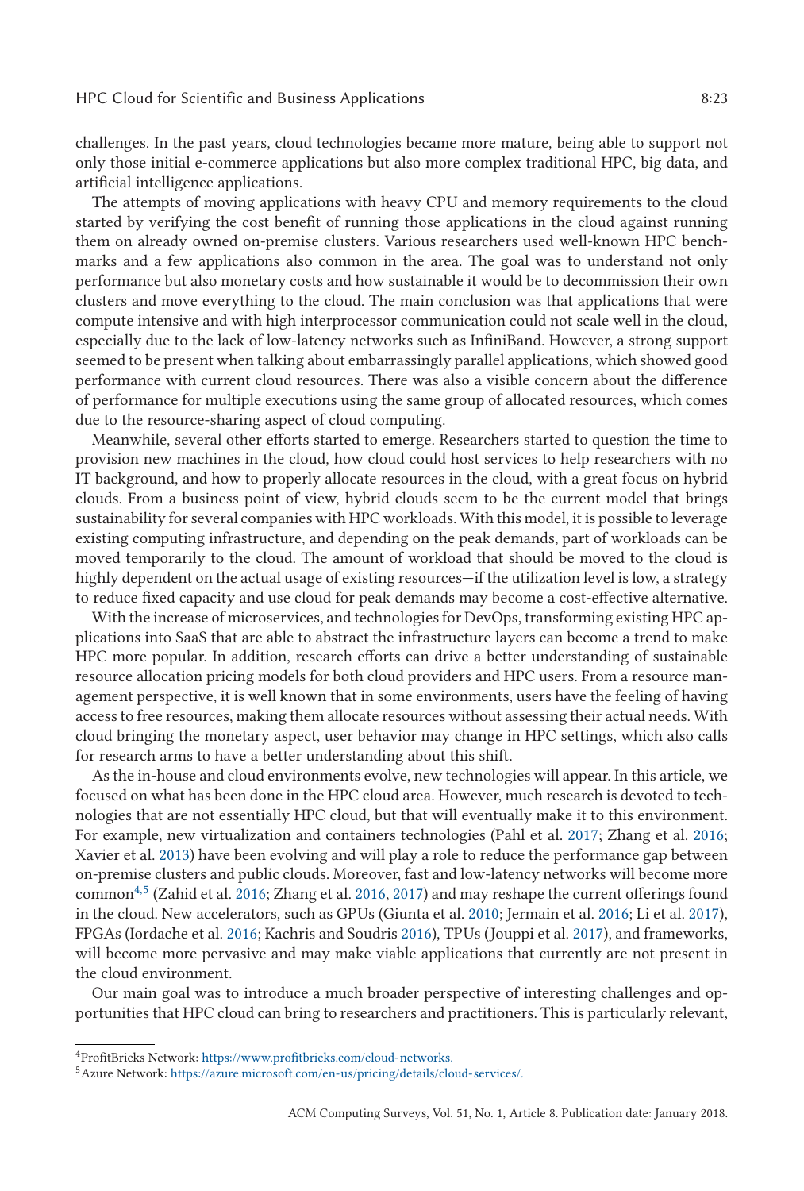challenges. In the past years, cloud technologies became more mature, being able to support not only those initial e-commerce applications but also more complex traditional HPC, big data, and artificial intelligence applications.

The attempts of moving applications with heavy CPU and memory requirements to the cloud started by verifying the cost benefit of running those applications in the cloud against running them on already owned on-premise clusters. Various researchers used well-known HPC benchmarks and a few applications also common in the area. The goal was to understand not only performance but also monetary costs and how sustainable it would be to decommission their own clusters and move everything to the cloud. The main conclusion was that applications that were compute intensive and with high interprocessor communication could not scale well in the cloud, especially due to the lack of low-latency networks such as InfiniBand. However, a strong support seemed to be present when talking about embarrassingly parallel applications, which showed good performance with current cloud resources. There was also a visible concern about the difference of performance for multiple executions using the same group of allocated resources, which comes due to the resource-sharing aspect of cloud computing.

Meanwhile, several other efforts started to emerge. Researchers started to question the time to provision new machines in the cloud, how cloud could host services to help researchers with no IT background, and how to properly allocate resources in the cloud, with a great focus on hybrid clouds. From a business point of view, hybrid clouds seem to be the current model that brings sustainability for several companies with HPC workloads. With this model, it is possible to leverage existing computing infrastructure, and depending on the peak demands, part of workloads can be moved temporarily to the cloud. The amount of workload that should be moved to the cloud is highly dependent on the actual usage of existing resources—if the utilization level is low, a strategy to reduce fixed capacity and use cloud for peak demands may become a cost-effective alternative.

With the increase of microservices, and technologies for DevOps, transforming existing HPC applications into SaaS that are able to abstract the infrastructure layers can become a trend to make HPC more popular. In addition, research efforts can drive a better understanding of sustainable resource allocation pricing models for both cloud providers and HPC users. From a resource management perspective, it is well known that in some environments, users have the feeling of having access to free resources, making them allocate resources without assessing their actual needs. With cloud bringing the monetary aspect, user behavior may change in HPC settings, which also calls for research arms to have a better understanding about this shift.

As the in-house and cloud environments evolve, new technologies will appear. In this article, we focused on what has been done in the HPC cloud area. However, much research is devoted to technologies that are not essentially HPC cloud, but that will eventually make it to this environment. For example, new virtualization and containers technologies (Pahl et al. 2017; Zhang et al. 2016; Xavier et al. 2013) have been evolving and will play a role to reduce the performance gap between on-premise clusters and public clouds. Moreover, fast and low-latency networks will become more common[4,5] (Zahid et al. 2016; Zhang et al. 2016, 2017) and may reshape the current offerings found in the cloud. New accelerators, such as GPUs (Giunta et al. 2010; Jermain et al. 2016; Li et al. 2017), FPGAs (Iordache et al. 2016; Kachris and Soudris 2016), TPUs (Jouppi et al. 2017), and frameworks, will become more pervasive and may make viable applications that currently are not present in the cloud environment.

Our main goal was to introduce a much broader perspective of interesting challenges and opportunities that HPC cloud can bring to researchers and practitioners. This is particularly relevant,

[4] ProfitBricks Network: https://www.profitbricks.com/cloud-networks.

[5] Azure Network: https://azure.microsoft.com/en-us/pricing/details/cloud-services/.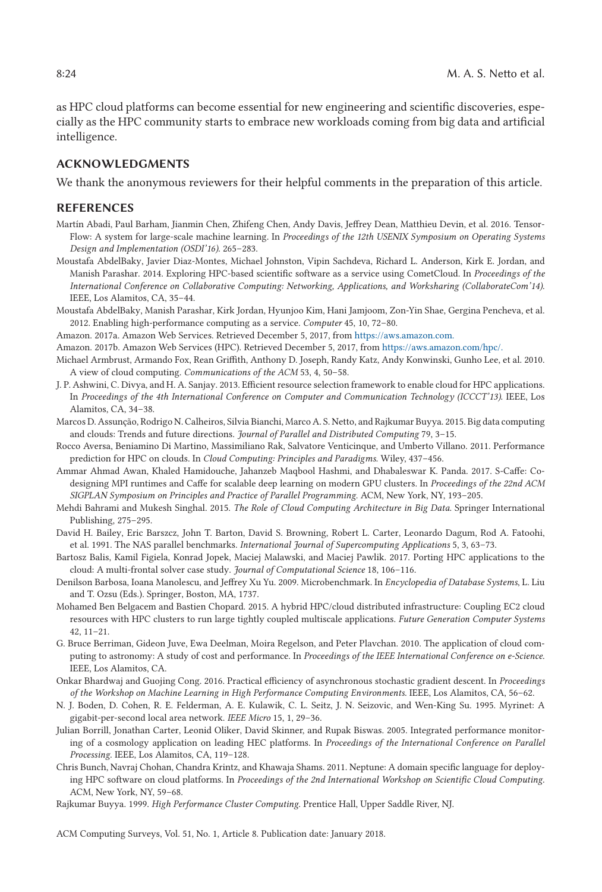as HPC cloud platforms can become essential for new engineering and scientific discoveries, especially as the HPC community starts to embrace new workloads coming from big data and artificial intelligence.

## ACKNOWLEDGMENTS

We thank the anonymous reviewers for their helpful comments in the preparation of this article.

## REFERENCES

Martín Abadi, Paul Barham, Jianmin Chen, Zhifeng Chen, Andy Davis, Jeffrey Dean, Matthieu Devin, et al. 2016. TensorFlow: A system for large-scale machine learning. In *Proceedings of the 12th USENIX Symposium on Operating Systems Design and Implementation (OSDI'16)*. 265–283.

Moustafa AbdelBaky, Javier Diaz-Montes, Michael Johnston, Vipin Sachdeva, Richard L. Anderson, Kirk E. Jordan, and Manish Parashar. 2014. Exploring HPC-based scientific software as a service using CometCloud. In *Proceedings of the International Conference on Collaborative Computing: Networking, Applications, and Worksharing (CollaborateCom'14)*. IEEE, Los Alamitos, CA, 35–44.

Moustafa AbdelBaky, Manish Parashar, Kirk Jordan, Hyunjoo Kim, Hani Jamjoom, Zon-Yin Shae, Gergina Pencheva, et al. 2012. Enabling high-performance computing as a service. *Computer* 45, 10, 72–80.

Amazon. 2017a. Amazon Web Services. Retrieved December 5, 2017, from https://aws.amazon.com.

Amazon. 2017b. Amazon Web Services (HPC). Retrieved December 5, 2017, from https://aws.amazon.com/hpc/.

Michael Armbrust, Armando Fox, Rean Griffith, Anthony D. Joseph, Randy Katz, Andy Konwinski, Gunho Lee, et al. 2010. A view of cloud computing. *Communications of the ACM* 53, 4, 50–58.

J. P. Ashwini, C. Divya, and H. A. Sanjay. 2013. Efficient resource selection framework to enable cloud for HPC applications. In *Proceedings of the 4th International Conference on Computer and Communication Technology (ICCCT'13)*. IEEE, Los Alamitos, CA, 34–38.

Marcos D. Assunção, Rodrigo N. Calheiros, Silvia Bianchi, Marco A. S. Netto, and Rajkumar Buyya. 2015. Big data computing and clouds: Trends and future directions. *Journal of Parallel and Distributed Computing* 79, 3–15.

Rocco Aversa, Beniamino Di Martino, Massimiliano Rak, Salvatore Venticinque, and Umberto Villano. 2011. Performance prediction for HPC on clouds. In *Cloud Computing: Principles and Paradigms*. Wiley, 437–456.

Ammar Ahmad Awan, Khaled Hamidouche, Jahanzeb Maqbool Hashmi, and Dhabaleswar K. Panda. 2017. S-Caffe: Co-designing MPI runtimes and Caffe for scalable deep learning on modern GPU clusters. In *Proceedings of the 22nd ACM SIGPLAN Symposium on Principles and Practice of Parallel Programming*. ACM, New York, NY, 193–205.

Mehdi Bahrami and Mukesh Singhal. 2015. *The Role of Cloud Computing Architecture in Big Data*. Springer International Publishing, 275–295.

David H. Bailey, Eric Barszcz, John T. Barton, David S. Browning, Robert L. Carter, Leonardo Dagum, Rod A. Fatoohi, et al. 1991. The NAS parallel benchmarks. *International Journal of Supercomputing Applications* 5, 3, 63–73.

Bartosz Balis, Kamil Figiela, Konrad Jopek, Maciej Malawski, and Maciej Pawlik. 2017. Porting HPC applications to the cloud: A multi-frontal solver case study. *Journal of Computational Science* 18, 106–116.

Denilson Barbosa, Ioana Manolescu, and Jeffrey Xu Yu. 2009. Microbenchmark. In *Encyclopedia of Database Systems*, L. Liu and T. Ozsu (Eds.). Springer, Boston, MA, 1737.

Mohamed Ben Belgacem and Bastien Chopard. 2015. A hybrid HPC/cloud distributed infrastructure: Coupling EC2 cloud resources with HPC clusters to run large tightly coupled multiscale applications. *Future Generation Computer Systems* 42, 11–21.

G. Bruce Berriman, Gideon Juve, Ewa Deelman, Moira Regelson, and Peter Plavchan. 2010. The application of cloud computing to astronomy: A study of cost and performance. In *Proceedings of the IEEE International Conference on e-Science*. IEEE, Los Alamitos, CA.

Onkar Bhardwaj and Guojing Cong. 2016. Practical efficiency of asynchronous stochastic gradient descent. In *Proceedings of the Workshop on Machine Learning in High Performance Computing Environments*. IEEE, Los Alamitos, CA, 56–62.

N. J. Boden, D. Cohen, R. E. Felderman, A. E. Kulawik, C. L. Seitz, J. N. Seizovic, and Wen-King Su. 1995. Myrinet: A gigabit-per-second local area network. *IEEE Micro* 15, 1, 29–36.

Julian Borrill, Jonathan Carter, Leonid Oliker, David Skinner, and Rupak Biswas. 2005. Integrated performance monitoring of a cosmology application on leading HEC platforms. In *Proceedings of the International Conference on Parallel Processing*. IEEE, Los Alamitos, CA, 119–128.

Chris Bunch, Navraj Chohan, Chandra Krintz, and Khawaja Shams. 2011. Neptune: A domain specific language for deploying HPC software on cloud platforms. In *Proceedings of the 2nd International Workshop on Scientific Cloud Computing*. ACM, New York, NY, 59–68.

Rajkumar Buyya. 1999. *High Performance Cluster Computing*. Prentice Hall, Upper Saddle River, NJ.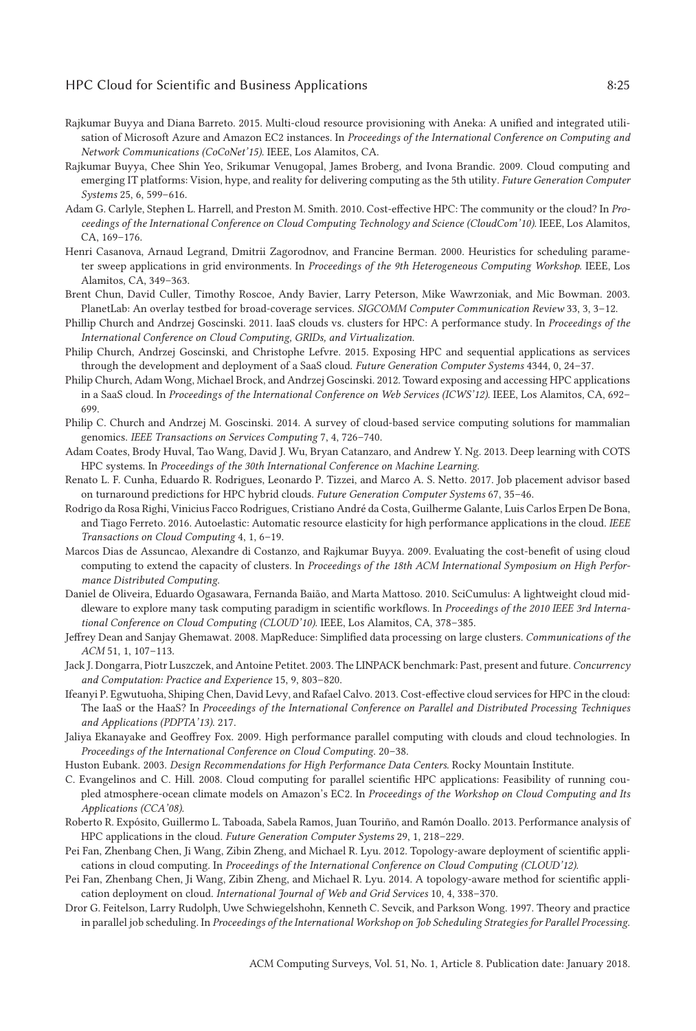Rajkumar Buyya and Diana Barreto. 2015. Multi-cloud resource provisioning with Aneka: A unified and integrated utilisation of Microsoft Azure and Amazon EC2 instances. In *Proceedings of the International Conference on Computing and Network Communications (CoCoNet'15)*. IEEE, Los Alamitos, CA.

Rajkumar Buyya, Chee Shin Yeo, Srikumar Venugopal, James Broberg, and Ivona Brandic. 2009. Cloud computing and emerging IT platforms: Vision, hype, and reality for delivering computing as the 5th utility. *Future Generation Computer Systems* 25, 6, 599–616.

Adam G. Carlyle, Stephen L. Harrell, and Preston M. Smith. 2010. Cost-effective HPC: The community or the cloud? In *Proceedings of the International Conference on Cloud Computing Technology and Science (CloudCom'10)*. IEEE, Los Alamitos, CA, 169–176.

Henri Casanova, Arnaud Legrand, Dmitrii Zagorodnov, and Francine Berman. 2000. Heuristics for scheduling parameter sweep applications in grid environments. In *Proceedings of the 9th Heterogeneous Computing Workshop*. IEEE, Los Alamitos, CA, 349–363.

Brent Chun, David Culler, Timothy Roscoe, Andy Bavier, Larry Peterson, Mike Wawrzoniak, and Mic Bowman. 2003. PlanetLab: An overlay testbed for broad-coverage services. *SIGCOMM Computer Communication Review* 33, 3, 3–12.

Phillip Church and Andrzej Goscinski. 2011. IaaS clouds vs. clusters for HPC: A performance study. In *Proceedings of the International Conference on Cloud Computing, GRIDs, and Virtualization*.

Philip Church, Andrzej Goscinski, and Christophe Lefvre. 2015. Exposing HPC and sequential applications as services through the development and deployment of a SaaS cloud. *Future Generation Computer Systems* 4344, 0, 24–37.

Philip Church, Adam Wong, Michael Brock, and Andrzej Goscinski. 2012. Toward exposing and accessing HPC applications in a SaaS cloud. In *Proceedings of the International Conference on Web Services (ICWS'12)*. IEEE, Los Alamitos, CA, 692–699.

Philip C. Church and Andrzej M. Goscinski. 2014. A survey of cloud-based service computing solutions for mammalian genomics. *IEEE Transactions on Services Computing* 7, 4, 726–740.

Adam Coates, Brody Huval, Tao Wang, David J. Wu, Bryan Catanzaro, and Andrew Y. Ng. 2013. Deep learning with COTS HPC systems. In *Proceedings of the 30th International Conference on Machine Learning*.

Renato L. F. Cunha, Eduardo R. Rodrigues, Leonardo P. Tizzei, and Marco A. S. Netto. 2017. Job placement advisor based on turnaround predictions for HPC hybrid clouds. *Future Generation Computer Systems* 67, 35–46.

Rodrigo da Rosa Righi, Vinicius Facco Rodrigues, Cristiano André da Costa, Guilherme Galante, Luis Carlos Erpen De Bona, and Tiago Ferreto. 2016. Autoelastic: Automatic resource elasticity for high performance applications in the cloud. *IEEE Transactions on Cloud Computing* 4, 1, 6–19.

Marcos Dias de Assuncao, Alexandre di Costanzo, and Rajkumar Buyya. 2009. Evaluating the cost-benefit of using cloud computing to extend the capacity of clusters. In *Proceedings of the 18th ACM International Symposium on High Performance Distributed Computing*.

Daniel de Oliveira, Eduardo Ogasawara, Fernanda Baião, and Marta Mattoso. 2010. SciCumulus: A lightweight cloud middleware to explore many task computing paradigm in scientific workflows. In *Proceedings of the 2010 IEEE 3rd International Conference on Cloud Computing (CLOUD'10)*. IEEE, Los Alamitos, CA, 378–385.

Jeffrey Dean and Sanjay Ghemawat. 2008. MapReduce: Simplified data processing on large clusters. *Communications of the ACM* 51, 1, 107–113.

Jack J. Dongarra, Piotr Luszczek, and Antoine Petitet. 2003. The LINPACK benchmark: Past, present and future. *Concurrency and Computation: Practice and Experience* 15, 9, 803–820.

Ifeanyi P. Egwutuoha, Shiping Chen, David Levy, and Rafael Calvo. 2013. Cost-effective cloud services for HPC in the cloud: The IaaS or the HaaS? In *Proceedings of the International Conference on Parallel and Distributed Processing Techniques and Applications (PDPTA'13)*. 217.

Jaliya Ekanayake and Geoffrey Fox. 2009. High performance parallel computing with clouds and cloud technologies. In *Proceedings of the International Conference on Cloud Computing*. 20–38.

Huston Eubank. 2003. *Design Recommendations for High Performance Data Centers*. Rocky Mountain Institute.

C. Evangelinos and C. Hill. 2008. Cloud computing for parallel scientific HPC applications: Feasibility of running coupled atmosphere-ocean climate models on Amazon's EC2. In *Proceedings of the Workshop on Cloud Computing and Its Applications (CCA'08)*.

Roberto R. Expósito, Guillermo L. Taboada, Sabela Ramos, Juan Touriño, and Ramón Doallo. 2013. Performance analysis of HPC applications in the cloud. *Future Generation Computer Systems* 29, 1, 218–229.

Pei Fan, Zhenbang Chen, Ji Wang, Zibin Zheng, and Michael R. Lyu. 2012. Topology-aware deployment of scientific applications in cloud computing. In *Proceedings of the International Conference on Cloud Computing (CLOUD'12)*.

Pei Fan, Zhenbang Chen, Ji Wang, Zibin Zheng, and Michael R. Lyu. 2014. A topology-aware method for scientific application deployment on cloud. *International Journal of Web and Grid Services* 10, 4, 338–370.

Dror G. Feitelson, Larry Rudolph, Uwe Schwiegelshohn, Kenneth C. Sevcik, and Parkson Wong. 1997. Theory and practice in parallel job scheduling. In *Proceedings of the International Workshop on Job Scheduling Strategies for Parallel Processing*.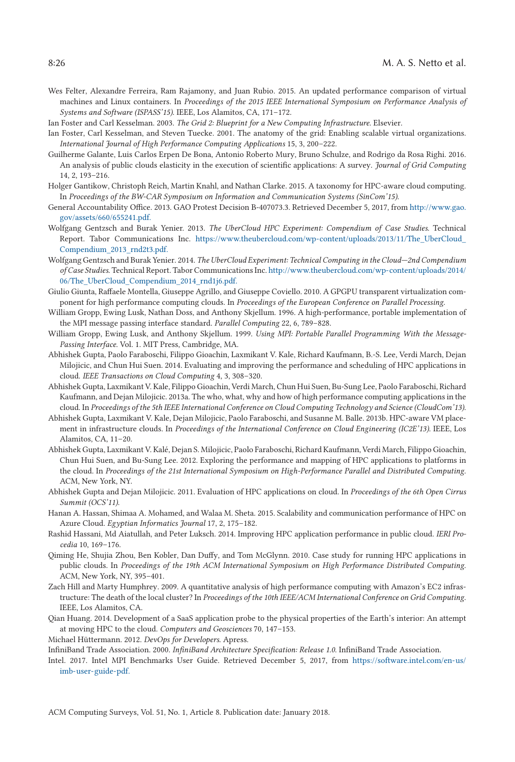Wes Felter, Alexandre Ferreira, Ram Rajamony, and Juan Rubio. 2015. An updated performance comparison of virtual machines and Linux containers. In *Proceedings of the 2015 IEEE International Symposium on Performance Analysis of Systems and Software (ISPASS'15)*. IEEE, Los Alamitos, CA, 171–172.

Ian Foster and Carl Kesselman. 2003. *The Grid 2: Blueprint for a New Computing Infrastructure*. Elsevier.

Ian Foster, Carl Kesselman, and Steven Tuecke. 2001. The anatomy of the grid: Enabling scalable virtual organizations. *International Journal of High Performance Computing Applications* 15, 3, 200–222.

Guilherme Galante, Luis Carlos Erpen De Bona, Antonio Roberto Mury, Bruno Schulze, and Rodrigo da Rosa Righi. 2016. An analysis of public clouds elasticity in the execution of scientific applications: A survey. *Journal of Grid Computing* 14, 2, 193–216.

Holger Gantikow, Christoph Reich, Martin Knahl, and Nathan Clarke. 2015. A taxonomy for HPC-aware cloud computing. In *Proceedings of the BW-CAR Symposium on Information and Communication Systems (SinCom'15)*.

General Accountability Office. 2013. GAO Protest Decision B-407073.3. Retrieved December 5, 2017, from http://www.gao.gov/assets/660/655241.pdf.

Wolfgang Gentzsch and Burak Yenier. 2013. *The UberCloud HPC Experiment: Compendium of Case Studies*. Technical Report. Tabor Communications Inc. https://www.theubercloud.com/wp-content/uploads/2013/11/The_UberCloud_Compendium_2013_rnd2t3.pdf.

Wolfgang Gentzsch and Burak Yenier. 2014. *The UberCloud Experiment: Technical Computing in the Cloud—2nd Compendium of Case Studies*. Technical Report. Tabor Communications Inc. http://www.theubercloud.com/wp-content/uploads/2014/06/The_UberCloud_Compendium_2014_rnd1j6.pdf.

Giulio Giunta, Raffaele Montella, Giuseppe Agrillo, and Giuseppe Coviello. 2010. A GPGPU transparent virtualization component for high performance computing clouds. In *Proceedings of the European Conference on Parallel Processing*.

William Gropp, Ewing Lusk, Nathan Doss, and Anthony Skjellum. 1996. A high-performance, portable implementation of the MPI message passing interface standard. *Parallel Computing* 22, 6, 789–828.

William Gropp, Ewing Lusk, and Anthony Skjellum. 1999. *Using MPI: Portable Parallel Programming With the Message-Passing Interface.* Vol. 1. MIT Press, Cambridge, MA.

Abhishek Gupta, Laxmikant V. Kale, Filippo Gioachin, Verdi March, Chun Hui Suen, Bu-Sung Lee, Paolo Faraboschi, Richard Kaufmann, and Dejan Milojicic. 2013a. The who, what, why and how of high performance computing applications in the cloud. In *Proceedings of the 5th IEEE International Conference on Cloud Computing Technology and Science (CloudCom'13)*.

Abhishek Gupta, Paolo Faraboschi, Filippo Gioachin, Laxmikant V. Kale, Richard Kaufmann, B.-S. Lee, Verdi March, Dejan Milojicic, and Chun Hui Suen. 2014. Evaluating and improving the performance and scheduling of HPC applications in cloud. *IEEE Transactions on Cloud Computing* 4, 3, 308–320.

Abhishek Gupta, Laxmikant V. Kale, Dejan Milojicic, Paolo Faraboschi, and Susanne M. Balle. 2013b. HPC-aware VM placement in infrastructure clouds. In *Proceedings of the International Conference on Cloud Engineering (IC2E'13)*. IEEE, Los Alamitos, CA, 11–20.

Abhishek Gupta, Laxmikant V. Kalé, Dejan S. Milojicic, Paolo Faraboschi, Richard Kaufmann, Verdi March, Filippo Gioachin, Chun Hui Suen, and Bu-Sung Lee. 2012. Exploring the performance and mapping of HPC applications to platforms in the cloud. In *Proceedings of the 21st International Symposium on High-Performance Parallel and Distributed Computing*. ACM, New York, NY.

Abhishek Gupta and Dejan Milojicic. 2011. Evaluation of HPC applications on cloud. In *Proceedings of the 6th Open Cirrus Summit (OCS'11)*.

Hanan A. Hassan, Shimaa A. Mohamed, and Walaa M. Sheta. 2015. Scalability and communication performance of HPC on Azure Cloud. *Egyptian Informatics Journal* 17, 2, 175–182.

Rashid Hassani, Md Aiatullah, and Peter Luksch. 2014. Improving HPC application performance in public cloud. *IERI Procedia* 10, 169–176.

Qiming He, Shujia Zhou, Ben Kobler, Dan Duffy, and Tom McGlynn. 2010. Case study for running HPC applications in public clouds. In *Proceedings of the 19th ACM International Symposium on High Performance Distributed Computing*. ACM, New York, NY, 395–401.

Zach Hill and Marty Humphrey. 2009. A quantitative analysis of high performance computing with Amazon's EC2 infrastructure: The death of the local cluster? In *Proceedings of the 10th IEEE/ACM International Conference on Grid Computing*. IEEE, Los Alamitos, CA.

Qian Huang. 2014. Development of a SaaS application probe to the physical properties of the Earth's interior: An attempt at moving HPC to the cloud. *Computers and Geosciences* 70, 147–153.

Michael Hüttermann. 2012. *DevOps for Developers*. Apress.

InfiniBand Trade Association. 2000. *InfiniBand Architecture Specification: Release 1.0*. InfiniBand Trade Association.

Intel. 2017. Intel MPI Benchmarks User Guide. Retrieved December 5, 2017, from https://software.intel.com/en-us/imb-user-guide-pdf.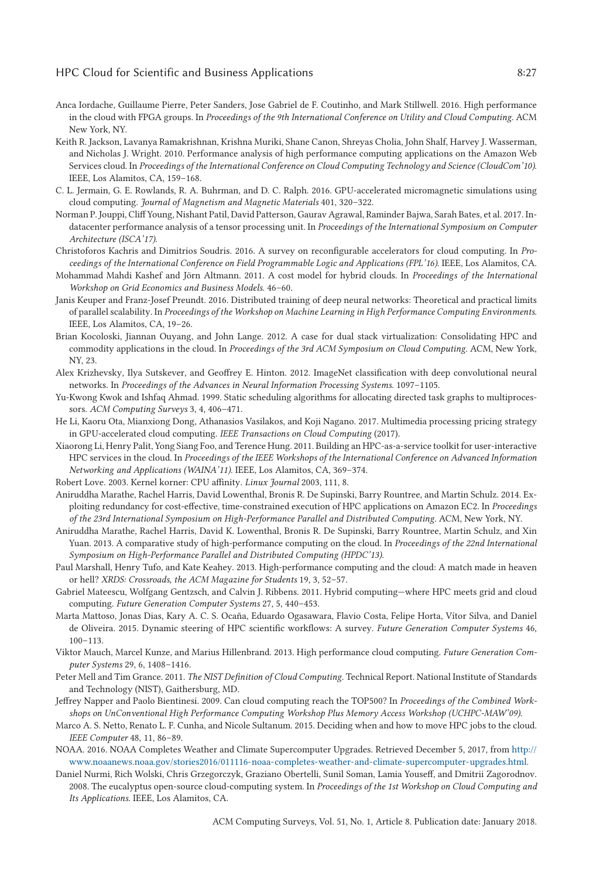Anca Iordache, Guillaume Pierre, Peter Sanders, Jose Gabriel de F. Coutinho, and Mark Stillwell. 2016. High performance in the cloud with FPGA groups. In *Proceedings of the 9th International Conference on Utility and Cloud Computing*. ACM New York, NY.

Keith R. Jackson, Lavanya Ramakrishnan, Krishna Muriki, Shane Canon, Shreyas Cholia, John Shalf, Harvey J. Wasserman, and Nicholas J. Wright. 2010. Performance analysis of high performance computing applications on the Amazon Web Services cloud. In *Proceedings of the International Conference on Cloud Computing Technology and Science (CloudCom'10)*. IEEE, Los Alamitos, CA, 159–168.

C. L. Jermain, G. E. Rowlands, R. A. Buhrman, and D. C. Ralph. 2016. GPU-accelerated micromagnetic simulations using cloud computing. *Journal of Magnetism and Magnetic Materials* 401, 320–322.

Norman P. Jouppi, Cliff Young, Nishant Patil, David Patterson, Gaurav Agrawal, Raminder Bajwa, Sarah Bates, et al. 2017. In-datacenter performance analysis of a tensor processing unit. In *Proceedings of the International Symposium on Computer Architecture (ISCA'17)*.

Christoforos Kachris and Dimitrios Soudris. 2016. A survey on reconfigurable accelerators for cloud computing. In *Proceedings of the International Conference on Field Programmable Logic and Applications (FPL'16)*. IEEE, Los Alamitos, CA.

Mohammad Mahdi Kashef and Jörn Altmann. 2011. A cost model for hybrid clouds. In *Proceedings of the International Workshop on Grid Economics and Business Models*. 46–60.

Janis Keuper and Franz-Josef Preundt. 2016. Distributed training of deep neural networks: Theoretical and practical limits of parallel scalability. In *Proceedings of the Workshop on Machine Learning in High Performance Computing Environments*. IEEE, Los Alamitos, CA, 19–26.

Brian Kocoloski, Jiannan Ouyang, and John Lange. 2012. A case for dual stack virtualization: Consolidating HPC and commodity applications in the cloud. In *Proceedings of the 3rd ACM Symposium on Cloud Computing*. ACM, New York, NY, 23.

Alex Krizhevsky, Ilya Sutskever, and Geoffrey E. Hinton. 2012. ImageNet classification with deep convolutional neural networks. In *Proceedings of the Advances in Neural Information Processing Systems*. 1097–1105.

Yu-Kwong Kwok and Ishfaq Ahmad. 1999. Static scheduling algorithms for allocating directed task graphs to multiprocessors. *ACM Computing Surveys* 3, 4, 406–471.

He Li, Kaoru Ota, Mianxiong Dong, Athanasios Vasilakos, and Koji Nagano. 2017. Multimedia processing pricing strategy in GPU-accelerated cloud computing. *IEEE Transactions on Cloud Computing* (2017).

Xiaorong Li, Henry Palit, Yong Siang Foo, and Terence Hung. 2011. Building an HPC-as-a-service toolkit for user-interactive HPC services in the cloud. In *Proceedings of the IEEE Workshops of the International Conference on Advanced Information Networking and Applications (WAINA'11)*. IEEE, Los Alamitos, CA, 369–374.

Robert Love. 2003. Kernel korner: CPU affinity. *Linux Journal* 2003, 111, 8.

Aniruddha Marathe, Rachel Harris, David Lowenthal, Bronis R. De Supinski, Barry Rountree, and Martin Schulz. 2014. Exploiting redundancy for cost-effective, time-constrained execution of HPC applications on Amazon EC2. In *Proceedings of the 23rd International Symposium on High-Performance Parallel and Distributed Computing*. ACM, New York, NY.

Aniruddha Marathe, Rachel Harris, David K. Lowenthal, Bronis R. De Supinski, Barry Rountree, Martin Schulz, and Xin Yuan. 2013. A comparative study of high-performance computing on the cloud. In *Proceedings of the 22nd International Symposium on High-Performance Parallel and Distributed Computing (HPDC'13)*.

Paul Marshall, Henry Tufo, and Kate Keahey. 2013. High-performance computing and the cloud: A match made in heaven or hell? *XRDS: Crossroads, the ACM Magazine for Students* 19, 3, 52–57.

Gabriel Mateescu, Wolfgang Gentzsch, and Calvin J. Ribbens. 2011. Hybrid computing—where HPC meets grid and cloud computing. *Future Generation Computer Systems* 27, 5, 440–453.

Marta Mattoso, Jonas Dias, Kary A. C. S. Ocaña, Eduardo Ogasawara, Flavio Costa, Felipe Horta, Vítor Silva, and Daniel de Oliveira. 2015. Dynamic steering of HPC scientific workflows: A survey. *Future Generation Computer Systems* 46, 100–113.

Viktor Mauch, Marcel Kunze, and Marius Hillenbrand. 2013. High performance cloud computing. *Future Generation Computer Systems* 29, 6, 1408–1416.

Peter Mell and Tim Grance. 2011. *The NIST Definition of Cloud Computing*. Technical Report. National Institute of Standards and Technology (NIST), Gaithersburg, MD.

Jeffrey Napper and Paolo Bientinesi. 2009. Can cloud computing reach the TOP500? In *Proceedings of the Combined Workshops on UnConventional High Performance Computing Workshop Plus Memory Access Workshop (UCHPC-MAW'09)*.

Marco A. S. Netto, Renato L. F. Cunha, and Nicole Sultanum. 2015. Deciding when and how to move HPC jobs to the cloud. *IEEE Computer* 48, 11, 86–89.

NOAA. 2016. NOAA Completes Weather and Climate Supercomputer Upgrades. Retrieved December 5, 2017, from http://www.noaanews.noaa.gov/stories2016/011116-noaa-completes-weather-and-climate-supercomputer-upgrades.html.

Daniel Nurmi, Rich Wolski, Chris Grzegorczyk, Graziano Obertelli, Sunil Soman, Lamia Youseff, and Dmitrii Zagorodnov. 2008. The eucalyptus open-source cloud-computing system. In *Proceedings of the 1st Workshop on Cloud Computing and Its Applications*. IEEE, Los Alamitos, CA.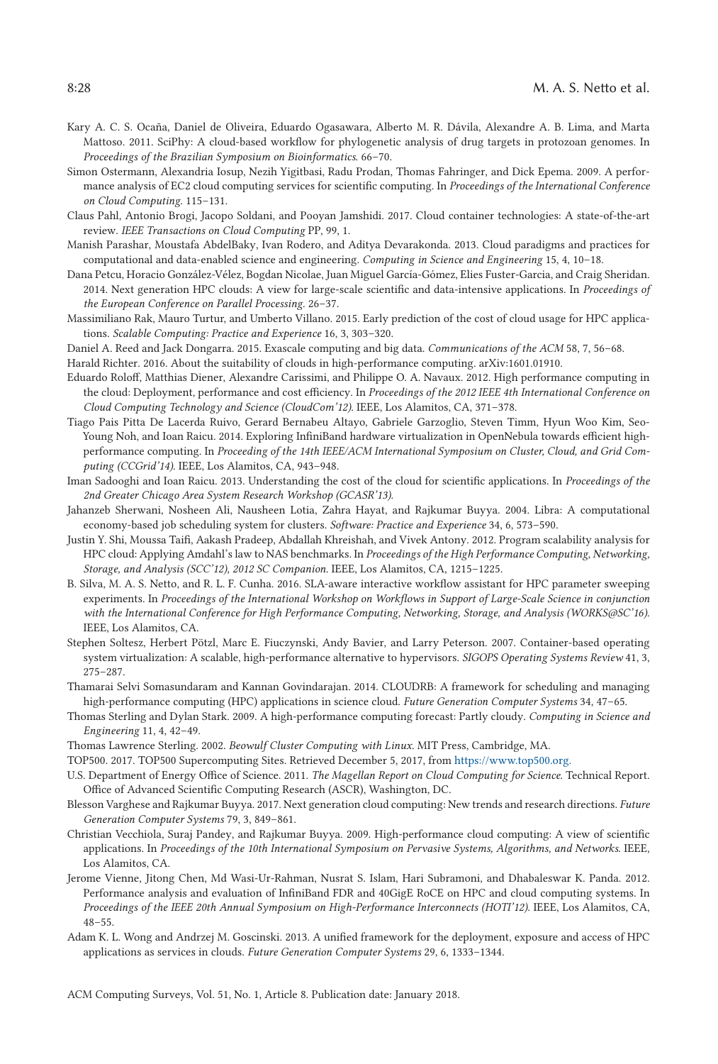Kary A. C. S. Ocaña, Daniel de Oliveira, Eduardo Ogasawara, Alberto M. R. Dávila, Alexandre A. B. Lima, and Marta Mattoso. 2011. SciPhy: A cloud-based workflow for phylogenetic analysis of drug targets in protozoan genomes. In *Proceedings of the Brazilian Symposium on Bioinformatics*. 66–70.

Simon Ostermann, Alexandria Iosup, Nezih Yigitbasi, Radu Prodan, Thomas Fahringer, and Dick Epema. 2009. A performance analysis of EC2 cloud computing services for scientific computing. In *Proceedings of the International Conference on Cloud Computing*. 115–131.

Claus Pahl, Antonio Brogi, Jacopo Soldani, and Pooyan Jamshidi. 2017. Cloud container technologies: A state-of-the-art review. *IEEE Transactions on Cloud Computing* PP, 99, 1.

Manish Parashar, Moustafa AbdelBaky, Ivan Rodero, and Aditya Devarakonda. 2013. Cloud paradigms and practices for computational and data-enabled science and engineering. *Computing in Science and Engineering* 15, 4, 10–18.

Dana Petcu, Horacio González-Vélez, Bogdan Nicolae, Juan Miguel García-Gómez, Elies Fuster-Garcia, and Craig Sheridan. 2014. Next generation HPC clouds: A view for large-scale scientific and data-intensive applications. In *Proceedings of the European Conference on Parallel Processing*. 26–37.

Massimiliano Rak, Mauro Turtur, and Umberto Villano. 2015. Early prediction of the cost of cloud usage for HPC applications. *Scalable Computing: Practice and Experience* 16, 3, 303–320.

Daniel A. Reed and Jack Dongarra. 2015. Exascale computing and big data. *Communications of the ACM* 58, 7, 56–68.

Harald Richter. 2016. About the suitability of clouds in high-performance computing. arXiv:1601.01910.

Eduardo Roloff, Matthias Diener, Alexandre Carissimi, and Philippe O. A. Navaux. 2012. High performance computing in the cloud: Deployment, performance and cost efficiency. In *Proceedings of the 2012 IEEE 4th International Conference on Cloud Computing Technology and Science (CloudCom'12)*. IEEE, Los Alamitos, CA, 371–378.

Tiago Pais Pitta De Lacerda Ruivo, Gerard Bernabeu Altayo, Gabriele Garzoglio, Steven Timm, Hyun Woo Kim, Seo-Young Noh, and Ioan Raicu. 2014. Exploring InfiniBand hardware virtualization in OpenNebula towards efficient high-performance computing. In *Proceeding of the 14th IEEE/ACM International Symposium on Cluster, Cloud, and Grid Computing (CCGrid'14)*. IEEE, Los Alamitos, CA, 943–948.

Iman Sadooghi and Ioan Raicu. 2013. Understanding the cost of the cloud for scientific applications. In *Proceedings of the 2nd Greater Chicago Area System Research Workshop (GCASR'13)*.

Jahanzeb Sherwani, Nosheen Ali, Nausheen Lotia, Zahra Hayat, and Rajkumar Buyya. 2004. Libra: A computational economy-based job scheduling system for clusters. *Software: Practice and Experience* 34, 6, 573–590.

Justin Y. Shi, Moussa Taifi, Aakash Pradeep, Abdallah Khreishah, and Vivek Antony. 2012. Program scalability analysis for HPC cloud: Applying Amdahl's law to NAS benchmarks. In *Proceedings of the High Performance Computing, Networking, Storage, and Analysis (SCC'12), 2012 SC Companion*. IEEE, Los Alamitos, CA, 1215–1225.

B. Silva, M. A. S. Netto, and R. L. F. Cunha. 2016. SLA-aware interactive workflow assistant for HPC parameter sweeping experiments. In *Proceedings of the International Workshop on Workflows in Support of Large-Scale Science in conjunction with the International Conference for High Performance Computing, Networking, Storage, and Analysis (WORKS@SC'16)*. IEEE, Los Alamitos, CA.

Stephen Soltesz, Herbert Pötzl, Marc E. Fiuczynski, Andy Bavier, and Larry Peterson. 2007. Container-based operating system virtualization: A scalable, high-performance alternative to hypervisors. *SIGOPS Operating Systems Review* 41, 3, 275–287.

Thamarai Selvi Somasundaram and Kannan Govindarajan. 2014. CLOUDRB: A framework for scheduling and managing high-performance computing (HPC) applications in science cloud. *Future Generation Computer Systems* 34, 47–65.

Thomas Sterling and Dylan Stark. 2009. A high-performance computing forecast: Partly cloudy. *Computing in Science and Engineering* 11, 4, 42–49.

Thomas Lawrence Sterling. 2002. *Beowulf Cluster Computing with Linux*. MIT Press, Cambridge, MA.

TOP500. 2017. TOP500 Supercomputing Sites. Retrieved December 5, 2017, from https://www.top500.org.

U.S. Department of Energy Office of Science. 2011. *The Magellan Report on Cloud Computing for Science*. Technical Report. Office of Advanced Scientific Computing Research (ASCR), Washington, DC.

Blesson Varghese and Rajkumar Buyya. 2017. Next generation cloud computing: New trends and research directions. *Future Generation Computer Systems* 79, 3, 849–861.

Christian Vecchiola, Suraj Pandey, and Rajkumar Buyya. 2009. High-performance cloud computing: A view of scientific applications. In *Proceedings of the 10th International Symposium on Pervasive Systems, Algorithms, and Networks*. IEEE, Los Alamitos, CA.

Jerome Vienne, Jitong Chen, Md Wasi-Ur-Rahman, Nusrat S. Islam, Hari Subramoni, and Dhabaleswar K. Panda. 2012. Performance analysis and evaluation of InfiniBand FDR and 40GigE RoCE on HPC and cloud computing systems. In *Proceedings of the IEEE 20th Annual Symposium on High-Performance Interconnects (HOTI'12)*. IEEE, Los Alamitos, CA, 48–55.

Adam K. L. Wong and Andrzej M. Goscinski. 2013. A unified framework for the deployment, exposure and access of HPC applications as services in clouds. *Future Generation Computer Systems* 29, 6, 1333–1344.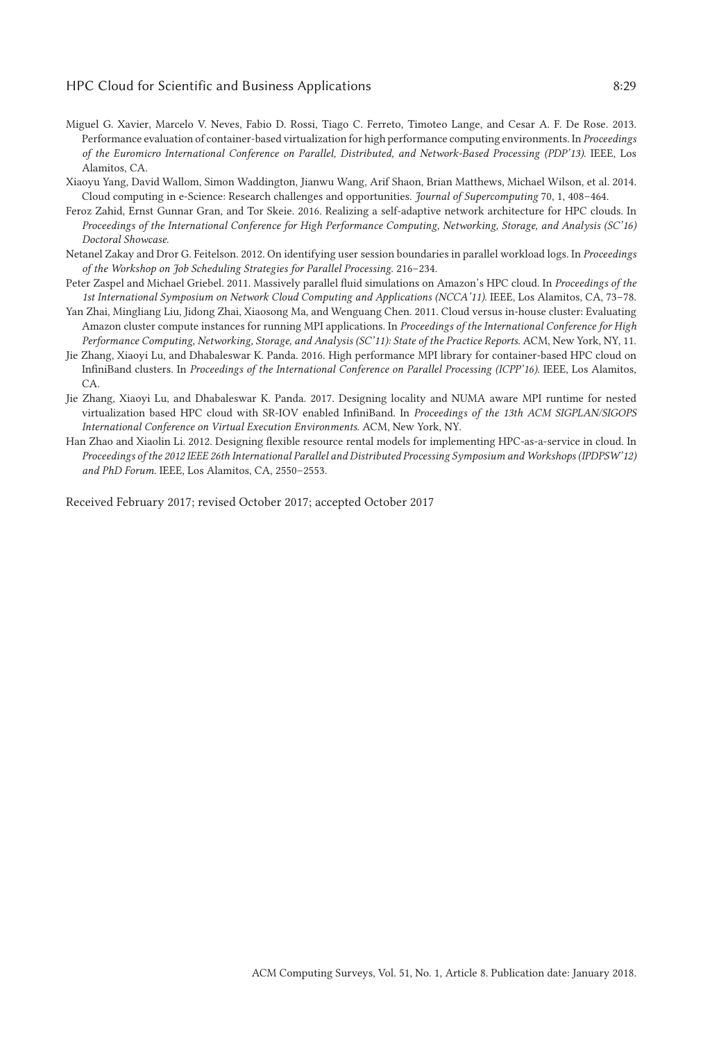Miguel G. Xavier, Marcelo V. Neves, Fabio D. Rossi, Tiago C. Ferreto, Timoteo Lange, and Cesar A. F. De Rose. 2013. Performance evaluation of container-based virtualization for high performance computing environments. In *Proceedings of the Euromicro International Conference on Parallel, Distributed, and Network-Based Processing (PDP'13)*. IEEE, Los Alamitos, CA.

Xiaoyu Yang, David Wallom, Simon Waddington, Jianwu Wang, Arif Shaon, Brian Matthews, Michael Wilson, et al. 2014. Cloud computing in e-Science: Research challenges and opportunities. *Journal of Supercomputing* 70, 1, 408–464.

Feroz Zahid, Ernst Gunnar Gran, and Tor Skeie. 2016. Realizing a self-adaptive network architecture for HPC clouds. In *Proceedings of the International Conference for High Performance Computing, Networking, Storage, and Analysis (SC'16) Doctoral Showcase*.

Netanel Zakay and Dror G. Feitelson. 2012. On identifying user session boundaries in parallel workload logs. In *Proceedings of the Workshop on Job Scheduling Strategies for Parallel Processing*. 216–234.

Peter Zaspel and Michael Griebel. 2011. Massively parallel fluid simulations on Amazon's HPC cloud. In *Proceedings of the 1st International Symposium on Network Cloud Computing and Applications (NCCA'11)*. IEEE, Los Alamitos, CA, 73–78.

Yan Zhai, Mingliang Liu, Jidong Zhai, Xiaosong Ma, and Wenguang Chen. 2011. Cloud versus in-house cluster: Evaluating Amazon cluster compute instances for running MPI applications. In *Proceedings of the International Conference for High Performance Computing, Networking, Storage, and Analysis (SC'11): State of the Practice Reports*. ACM, New York, NY, 11.

Jie Zhang, Xiaoyi Lu, and Dhabaleswar K. Panda. 2016. High performance MPI library for container-based HPC cloud on InfiniBand clusters. In *Proceedings of the International Conference on Parallel Processing (ICPP'16)*. IEEE, Los Alamitos, CA.

Jie Zhang, Xiaoyi Lu, and Dhabaleswar K. Panda. 2017. Designing locality and NUMA aware MPI runtime for nested virtualization based HPC cloud with SR-IOV enabled InfiniBand. In *Proceedings of the 13th ACM SIGPLAN/SIGOPS International Conference on Virtual Execution Environments*. ACM, New York, NY.

Han Zhao and Xiaolin Li. 2012. Designing flexible resource rental models for implementing HPC-as-a-service in cloud. In *Proceedings of the 2012 IEEE 26th International Parallel and Distributed Processing Symposium and Workshops (IPDPSW'12) and PhD Forum*. IEEE, Los Alamitos, CA, 2550–2553.

Received February 2017; revised October 2017; accepted October 2017